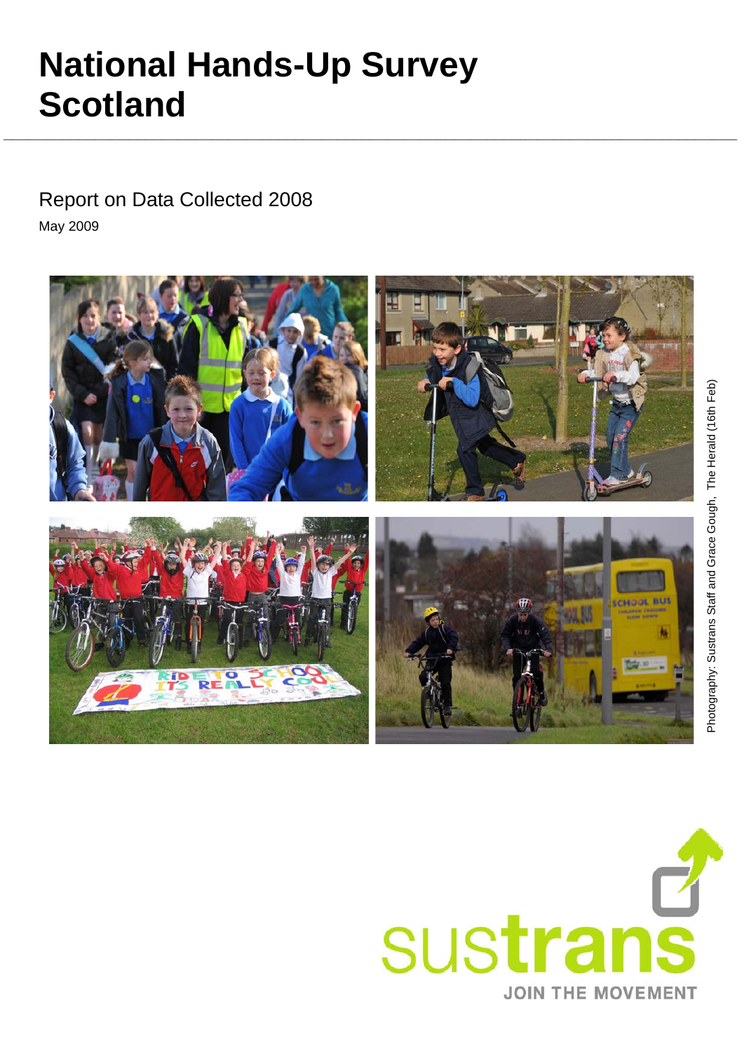# National Hands-Up Survey Scotland

Report on Data Collected 2008

May 2009

Photography: Sustrans Staff and Grace Gough, The Herald (16th Feb)

sustrans

JOIN THE MOVEMENT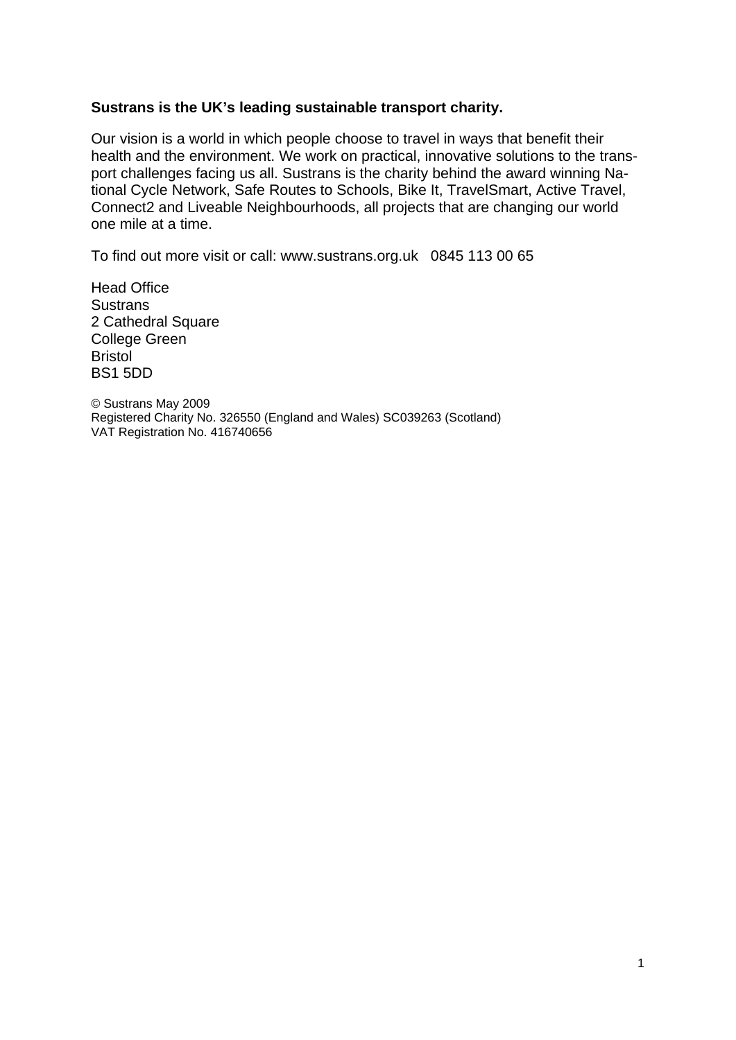**Sustrans is the UK's leading sustainable transport charity.**

Our vision is a world in which people choose to travel in ways that benefit their health and the environment. We work on practical, innovative solutions to the transport challenges facing us all. Sustrans is the charity behind the award winning National Cycle Network, Safe Routes to Schools, Bike It, TravelSmart, Active Travel, Connect2 and Liveable Neighbourhoods, all projects that are changing our world one mile at a time.

To find out more visit or call: www.sustrans.org.uk   0845 113 00 65

Head Office
Sustrans
2 Cathedral Square
College Green
Bristol
BS1 5DD

© Sustrans May 2009
Registered Charity No. 326550 (England and Wales) SC039263 (Scotland)
VAT Registration No. 416740656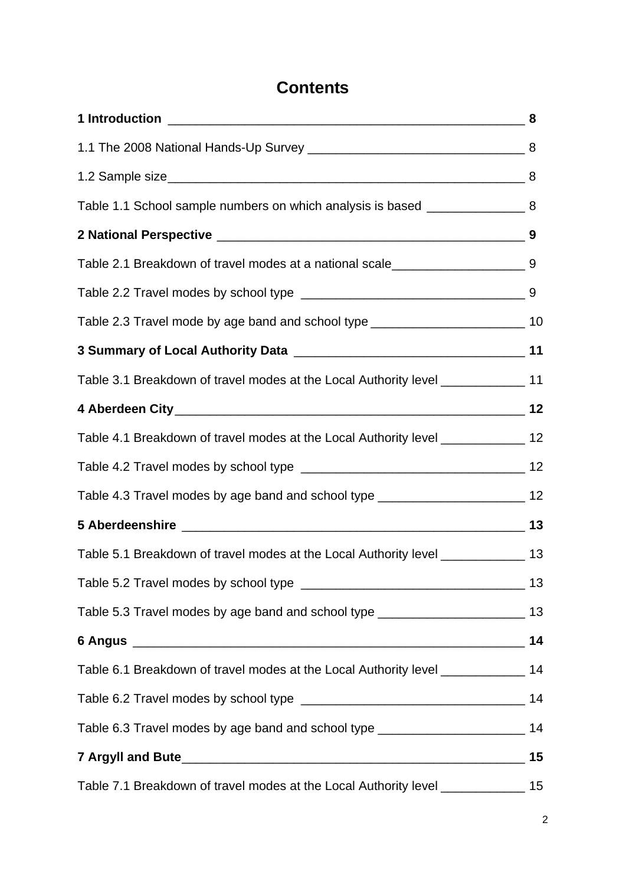# Contents

**1 Introduction** ____________________________________________ **8**

1.1 The 2008 National Hands-Up Survey ____________________________ 8

1.2 Sample size__________________________________________________ 8

Table 1.1 School sample numbers on which analysis is based ______________ 8

**2 National Perspective** _________________________________________ **9**

Table 2.1 Breakdown of travel modes at a national scale___________________ 9

Table 2.2 Travel modes by school type ________________________________ 9

Table 2.3 Travel mode by age band and school type ______________________ 10

**3 Summary of Local Authority Data** ________________________________ **11**

Table 3.1 Breakdown of travel modes at the Local Authority level ____________ 11

**4 Aberdeen City**___________________________________________________ **12**

Table 4.1 Breakdown of travel modes at the Local Authority level ____________ 12

Table 4.2 Travel modes by school type ________________________________ 12

Table 4.3 Travel modes by age band and school type _____________________ 12

**5 Aberdeenshire** __________________________________________________ **13**

Table 5.1 Breakdown of travel modes at the Local Authority level ____________ 13

Table 5.2 Travel modes by school type ________________________________ 13

Table 5.3 Travel modes by age band and school type _____________________ 13

**6 Angus** _________________________________________________________ **14**

Table 6.1 Breakdown of travel modes at the Local Authority level ____________ 14

Table 6.2 Travel modes by school type ________________________________ 14

Table 6.3 Travel modes by age band and school type _____________________ 14

**7 Argyll and Bute**__________________________________________________ **15**

Table 7.1 Breakdown of travel modes at the Local Authority level ____________ 15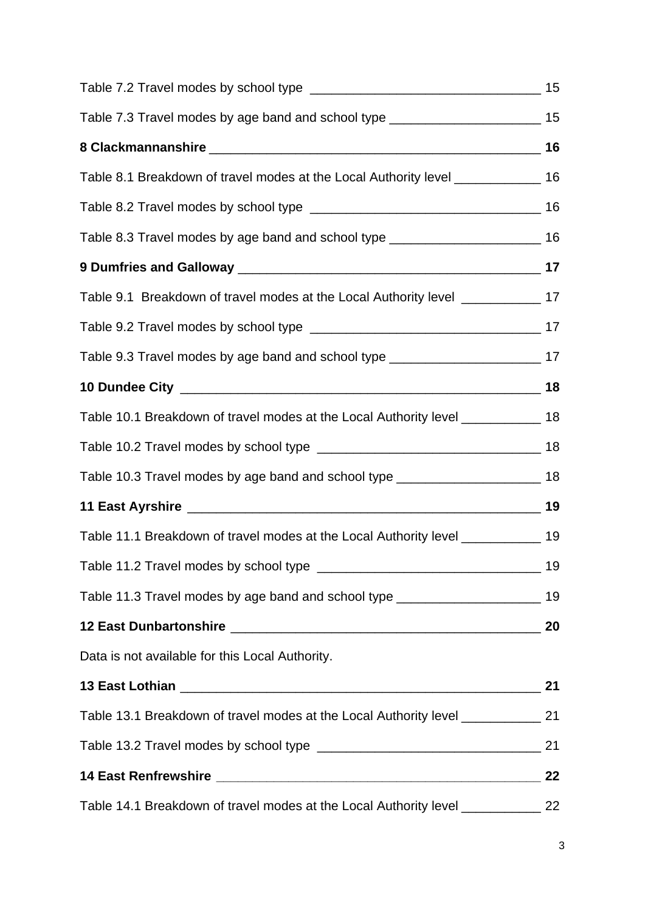Table 7.2 Travel modes by school type ________________________________ 15

Table 7.3 Travel modes by age band and school type _____________________ 15

**8 Clackmannanshire _______________________________________________ 16**

Table 8.1 Breakdown of travel modes at the Local Authority level ____________ 16

Table 8.2 Travel modes by school type ________________________________ 16

Table 8.3 Travel modes by age band and school type _____________________ 16

**9 Dumfries and Galloway ___________________________________________ 17**

Table 9.1 Breakdown of travel modes at the Local Authority level ___________ 17

Table 9.2 Travel modes by school type ________________________________ 17

Table 9.3 Travel modes by age band and school type _____________________ 17

**10 Dundee City __________________________________________________ 18**

Table 10.1 Breakdown of travel modes at the Local Authority level ___________ 18

Table 10.2 Travel modes by school type _______________________________ 18

Table 10.3 Travel modes by age band and school type ____________________ 18

**11 East Ayrshire _________________________________________________ 19**

Table 11.1 Breakdown of travel modes at the Local Authority level ___________ 19

Table 11.2 Travel modes by school type _______________________________ 19

Table 11.3 Travel modes by age band and school type ____________________ 19

**12 East Dunbartonshire ___________________________________________ 20**

Data is not available for this Local Authority.

**13 East Lothian __________________________________________________ 21**

Table 13.1 Breakdown of travel modes at the Local Authority level ___________ 21

Table 13.2 Travel modes by school type _______________________________ 21

**14 East Renfrewshire _____________________________________________ 22**

Table 14.1 Breakdown of travel modes at the Local Authority level ___________ 22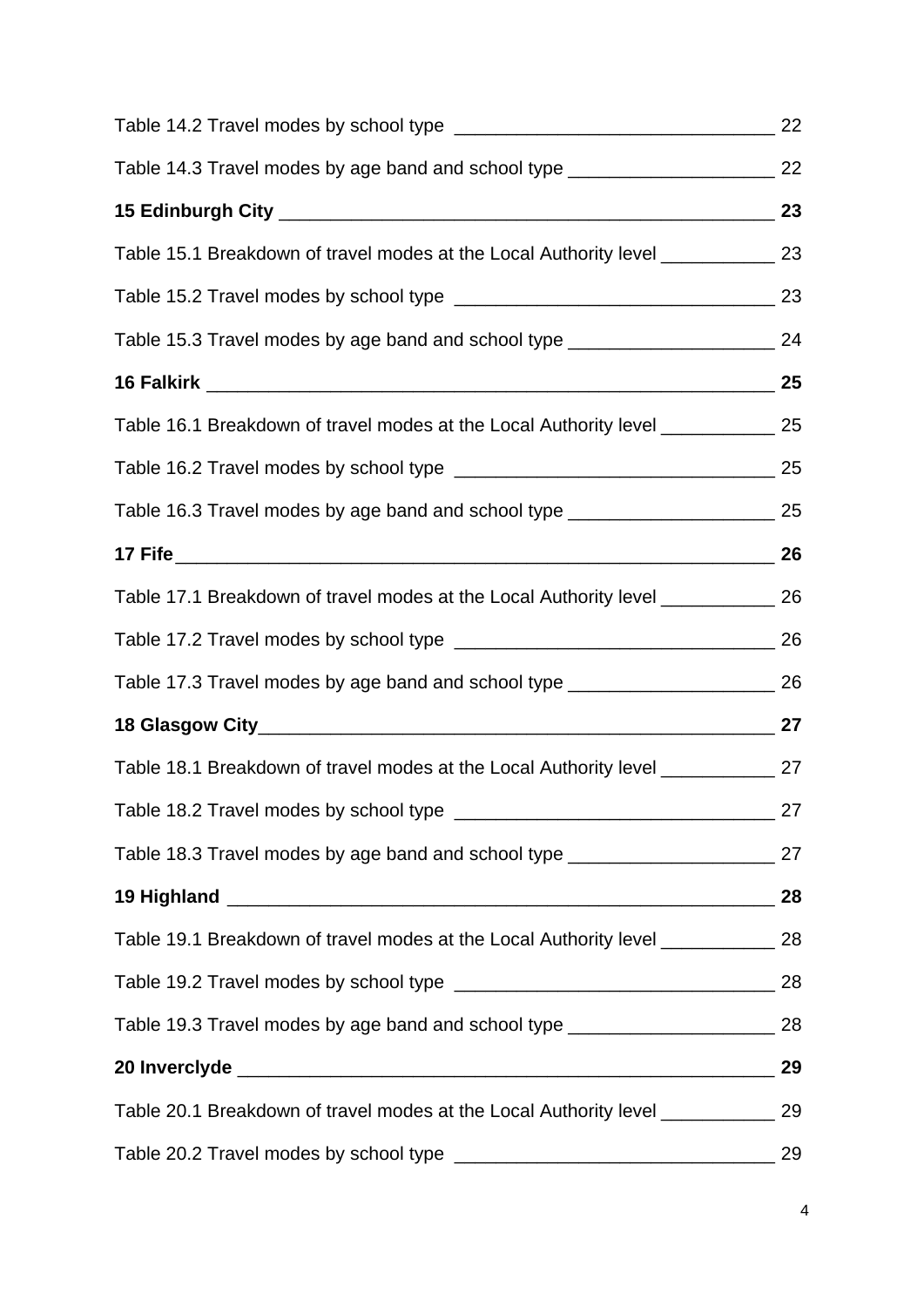Table 14.2 Travel modes by school type _______________________________ 22

Table 14.3 Travel modes by age band and school type ____________________ 22

**15 Edinburgh City _________________________________________________ 23**

Table 15.1 Breakdown of travel modes at the Local Authority level ___________ 23

Table 15.2 Travel modes by school type _______________________________ 23

Table 15.3 Travel modes by age band and school type ____________________ 24

**16 Falkirk _______________________________________________________ 25**

Table 16.1 Breakdown of travel modes at the Local Authority level ___________ 25

Table 16.2 Travel modes by school type _______________________________ 25

Table 16.3 Travel modes by age band and school type ____________________ 25

**17 Fife __________________________________________________________ 26**

Table 17.1 Breakdown of travel modes at the Local Authority level ___________ 26

Table 17.2 Travel modes by school type _______________________________ 26

Table 17.3 Travel modes by age band and school type ____________________ 26

**18 Glasgow City __________________________________________________ 27**

Table 18.1 Breakdown of travel modes at the Local Authority level ___________ 27

Table 18.2 Travel modes by school type _______________________________ 27

Table 18.3 Travel modes by age band and school type ____________________ 27

**19 Highland _____________________________________________________ 28**

Table 19.1 Breakdown of travel modes at the Local Authority level ___________ 28

Table 19.2 Travel modes by school type _______________________________ 28

Table 19.3 Travel modes by age band and school type ____________________ 28

**20 Inverclyde ____________________________________________________ 29**

Table 20.1 Breakdown of travel modes at the Local Authority level ___________ 29

Table 20.2 Travel modes by school type _______________________________ 29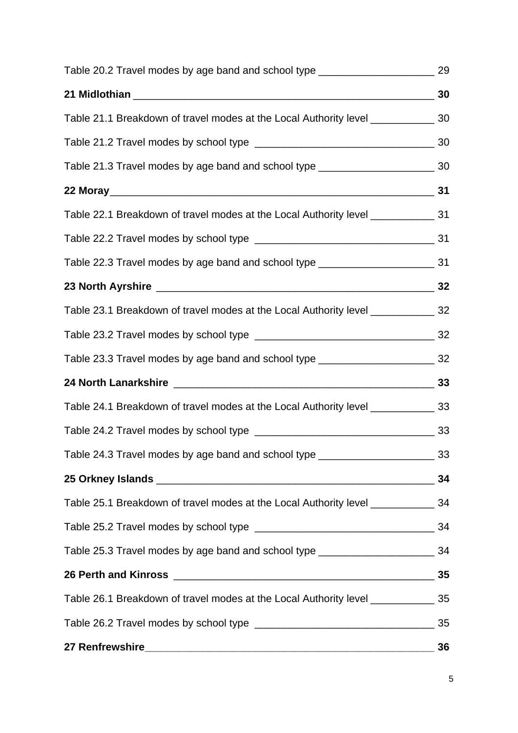Table 20.2 Travel modes by age band and school type ____________________ 29

**21 Midlothian ______________________________________________________ 30**

Table 21.1 Breakdown of travel modes at the Local Authority level ___________ 30

Table 21.2 Travel modes by school type _______________________________ 30

Table 21.3 Travel modes by age band and school type ____________________ 30

**22 Moray__________________________________________________________ 31**

Table 22.1 Breakdown of travel modes at the Local Authority level ___________ 31

Table 22.2 Travel modes by school type _______________________________ 31

Table 22.3 Travel modes by age band and school type ____________________ 31

**23 North Ayrshire _________________________________________________ 32**

Table 23.1 Breakdown of travel modes at the Local Authority level ___________ 32

Table 23.2 Travel modes by school type _______________________________ 32

Table 23.3 Travel modes by age band and school type ____________________ 32

**24 North Lanarkshire _______________________________________________ 33**

Table 24.1 Breakdown of travel modes at the Local Authority level ___________ 33

Table 24.2 Travel modes by school type _______________________________ 33

Table 24.3 Travel modes by age band and school type ____________________ 33

**25 Orkney Islands _________________________________________________ 34**

Table 25.1 Breakdown of travel modes at the Local Authority level ___________ 34

Table 25.2 Travel modes by school type _______________________________ 34

Table 25.3 Travel modes by age band and school type ____________________ 34

**26 Perth and Kinross _______________________________________________ 35**

Table 26.1 Breakdown of travel modes at the Local Authority level ___________ 35

Table 26.2 Travel modes by school type _______________________________ 35

**27 Renfrewshire___________________________________________________ 36**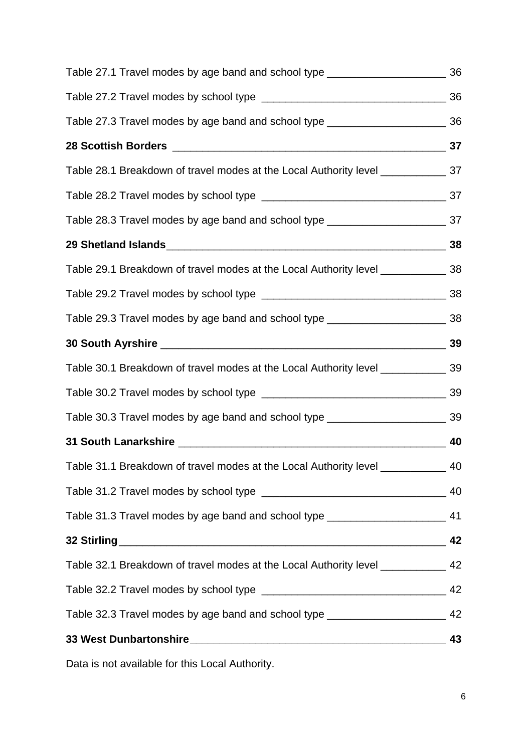Table 27.1 Travel modes by age band and school type _____________________ 36

Table 27.2 Travel modes by school type _________________________________ 36

Table 27.3 Travel modes by age band and school type _____________________ 36

**28 Scottish Borders _________________________________________________ 37**

Table 28.1 Breakdown of travel modes at the Local Authority level ___________ 37

Table 28.2 Travel modes by school type _________________________________ 37

Table 28.3 Travel modes by age band and school type _____________________ 37

**29 Shetland Islands__________________________________________________ 38**

Table 29.1 Breakdown of travel modes at the Local Authority level ___________ 38

Table 29.2 Travel modes by school type _________________________________ 38

Table 29.3 Travel modes by age band and school type _____________________ 38

**30 South Ayrshire ___________________________________________________ 39**

Table 30.1 Breakdown of travel modes at the Local Authority level ___________ 39

Table 30.2 Travel modes by school type _________________________________ 39

Table 30.3 Travel modes by age band and school type _____________________ 39

**31 South Lanarkshire _________________________________________________ 40**

Table 31.1 Breakdown of travel modes at the Local Authority level ___________ 40

Table 31.2 Travel modes by school type _________________________________ 40

Table 31.3 Travel modes by age band and school type _____________________ 41

**32 Stirling__________________________________________________________ 42**

Table 32.1 Breakdown of travel modes at the Local Authority level ___________ 42

Table 32.2 Travel modes by school type _________________________________ 42

Table 32.3 Travel modes by age band and school type _____________________ 42

**33 West Dunbartonshire______________________________________________ 43**

Data is not available for this Local Authority.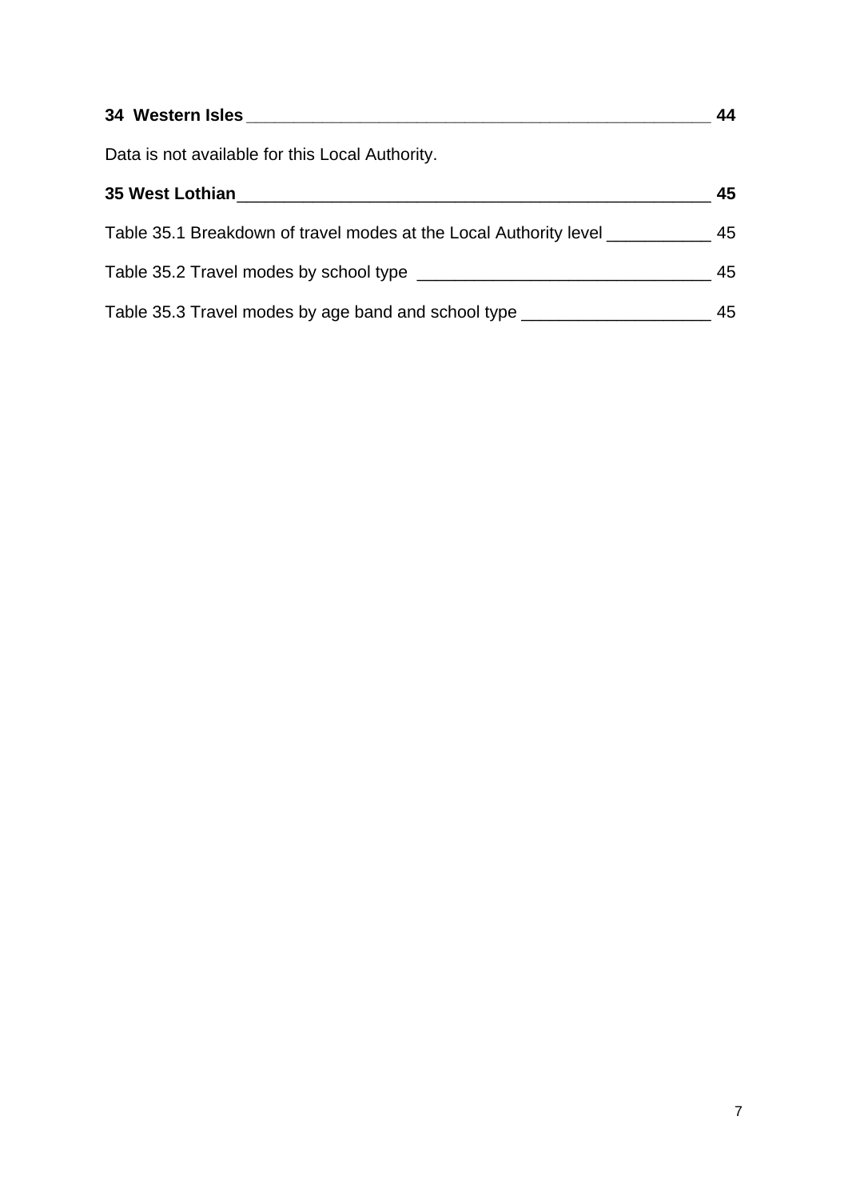**34 Western Isles \_\_\_\_\_\_\_\_\_\_\_\_\_\_\_\_\_\_\_\_\_\_\_\_\_\_\_\_\_\_\_\_\_\_\_\_\_\_\_\_\_\_\_\_\_\_\_\_\_\_\_\_ 44**

Data is not available for this Local Authority.

**35 West Lothian\_\_\_\_\_\_\_\_\_\_\_\_\_\_\_\_\_\_\_\_\_\_\_\_\_\_\_\_\_\_\_\_\_\_\_\_\_\_\_\_\_\_\_\_\_\_\_\_\_\_\_\_ 45**

Table 35.1 Breakdown of travel modes at the Local Authority level \_\_\_\_\_\_\_\_\_\_\_ 45

Table 35.2 Travel modes by school type \_\_\_\_\_\_\_\_\_\_\_\_\_\_\_\_\_\_\_\_\_\_\_\_\_\_\_\_\_\_\_\_ 45

Table 35.3 Travel modes by age band and school type \_\_\_\_\_\_\_\_\_\_\_\_\_\_\_\_\_\_\_\_ 45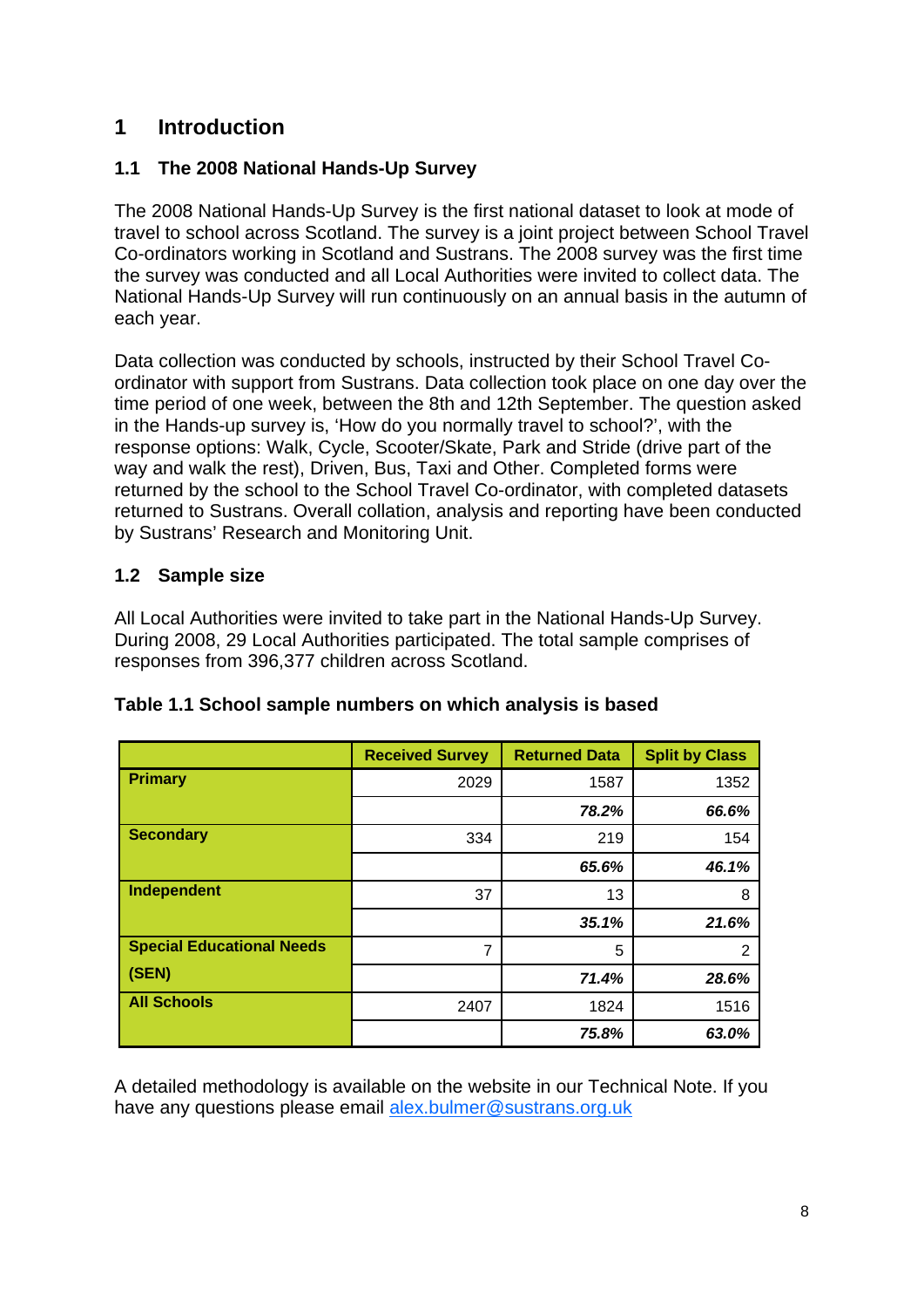# 1 Introduction

## 1.1 The 2008 National Hands-Up Survey

The 2008 National Hands-Up Survey is the first national dataset to look at mode of travel to school across Scotland. The survey is a joint project between School Travel Co-ordinators working in Scotland and Sustrans. The 2008 survey was the first time the survey was conducted and all Local Authorities were invited to collect data. The National Hands-Up Survey will run continuously on an annual basis in the autumn of each year.

Data collection was conducted by schools, instructed by their School Travel Co-ordinator with support from Sustrans. Data collection took place on one day over the time period of one week, between the 8th and 12th September. The question asked in the Hands-up survey is, 'How do you normally travel to school?', with the response options: Walk, Cycle, Scooter/Skate, Park and Stride (drive part of the way and walk the rest), Driven, Bus, Taxi and Other. Completed forms were returned by the school to the School Travel Co-ordinator, with completed datasets returned to Sustrans. Overall collation, analysis and reporting have been conducted by Sustrans' Research and Monitoring Unit.

## 1.2 Sample size

All Local Authorities were invited to take part in the National Hands-Up Survey. During 2008, 29 Local Authorities participated. The total sample comprises of responses from 396,377 children across Scotland.

**Table 1.1 School sample numbers on which analysis is based**

| | Received Survey | Returned Data | Split by Class |
|---|---|---|---|
| **Primary** | 2029 | 1587 | 1352 |
| | | ***78.2%*** | ***66.6%*** |
| **Secondary** | 334 | 219 | 154 |
| | | ***65.6%*** | ***46.1%*** |
| **Independent** | 37 | 13 | 8 |
| | | ***35.1%*** | ***21.6%*** |
| **Special Educational Needs (SEN)** | 7 | 5 | 2 |
| | | ***71.4%*** | ***28.6%*** |
| **All Schools** | 2407 | 1824 | 1516 |
| | | ***75.8%*** | ***63.0%*** |

A detailed methodology is available on the website in our Technical Note. If you have any questions please email alex.bulmer@sustrans.org.uk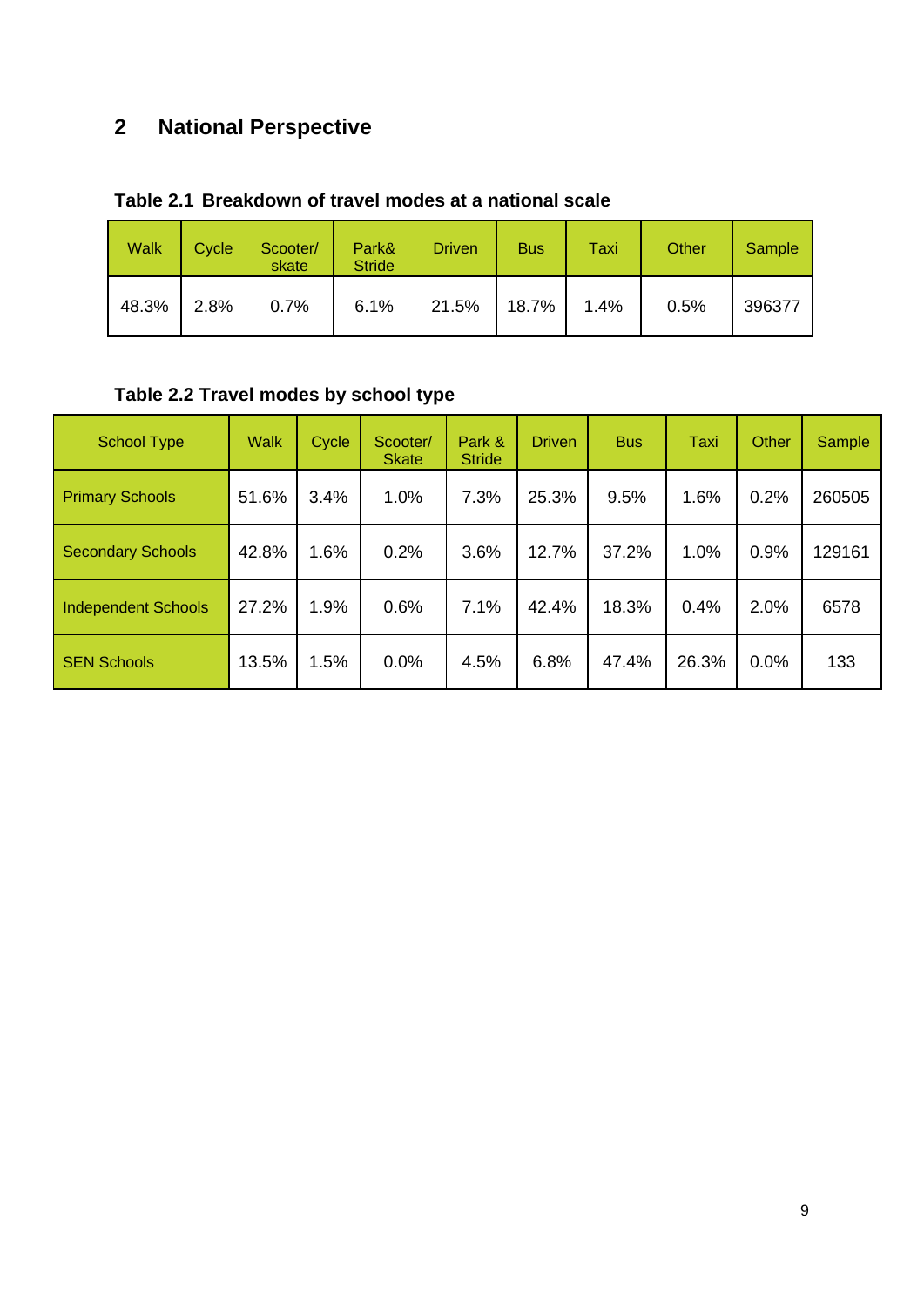## 2 National Perspective

**Table 2.1 Breakdown of travel modes at a national scale**

| Walk | Cycle | Scooter/ skate | Park& Stride | Driven | Bus | Taxi | Other | Sample |
|---|---|---|---|---|---|---|---|---|
| 48.3% | 2.8% | 0.7% | 6.1% | 21.5% | 18.7% | 1.4% | 0.5% | 396377 |

**Table 2.2 Travel modes by school type**

| School Type | Walk | Cycle | Scooter/ Skate | Park & Stride | Driven | Bus | Taxi | Other | Sample |
|---|---|---|---|---|---|---|---|---|---|
| Primary Schools | 51.6% | 3.4% | 1.0% | 7.3% | 25.3% | 9.5% | 1.6% | 0.2% | 260505 |
| Secondary Schools | 42.8% | 1.6% | 0.2% | 3.6% | 12.7% | 37.2% | 1.0% | 0.9% | 129161 |
| Independent Schools | 27.2% | 1.9% | 0.6% | 7.1% | 42.4% | 18.3% | 0.4% | 2.0% | 6578 |
| SEN Schools | 13.5% | 1.5% | 0.0% | 4.5% | 6.8% | 47.4% | 26.3% | 0.0% | 133 |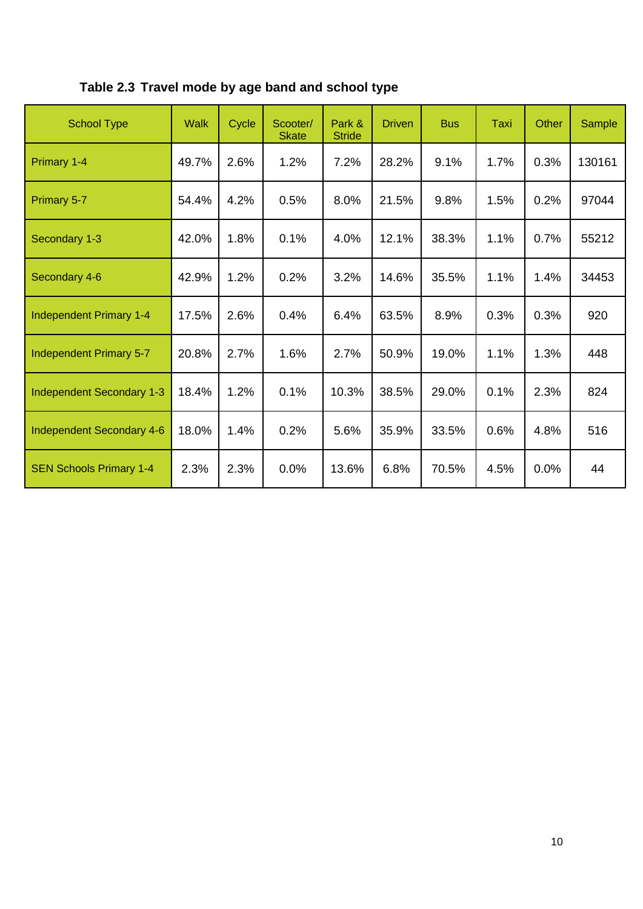**Table 2.3 Travel mode by age band and school type**

| School Type | Walk | Cycle | Scooter/ Skate | Park & Stride | Driven | Bus | Taxi | Other | Sample |
|---|---|---|---|---|---|---|---|---|---|
| Primary 1-4 | 49.7% | 2.6% | 1.2% | 7.2% | 28.2% | 9.1% | 1.7% | 0.3% | 130161 |
| Primary 5-7 | 54.4% | 4.2% | 0.5% | 8.0% | 21.5% | 9.8% | 1.5% | 0.2% | 97044 |
| Secondary 1-3 | 42.0% | 1.8% | 0.1% | 4.0% | 12.1% | 38.3% | 1.1% | 0.7% | 55212 |
| Secondary 4-6 | 42.9% | 1.2% | 0.2% | 3.2% | 14.6% | 35.5% | 1.1% | 1.4% | 34453 |
| Independent Primary 1-4 | 17.5% | 2.6% | 0.4% | 6.4% | 63.5% | 8.9% | 0.3% | 0.3% | 920 |
| Independent Primary 5-7 | 20.8% | 2.7% | 1.6% | 2.7% | 50.9% | 19.0% | 1.1% | 1.3% | 448 |
| Independent Secondary 1-3 | 18.4% | 1.2% | 0.1% | 10.3% | 38.5% | 29.0% | 0.1% | 2.3% | 824 |
| Independent Secondary 4-6 | 18.0% | 1.4% | 0.2% | 5.6% | 35.9% | 33.5% | 0.6% | 4.8% | 516 |
| SEN Schools Primary 1-4 | 2.3% | 2.3% | 0.0% | 13.6% | 6.8% | 70.5% | 4.5% | 0.0% | 44 |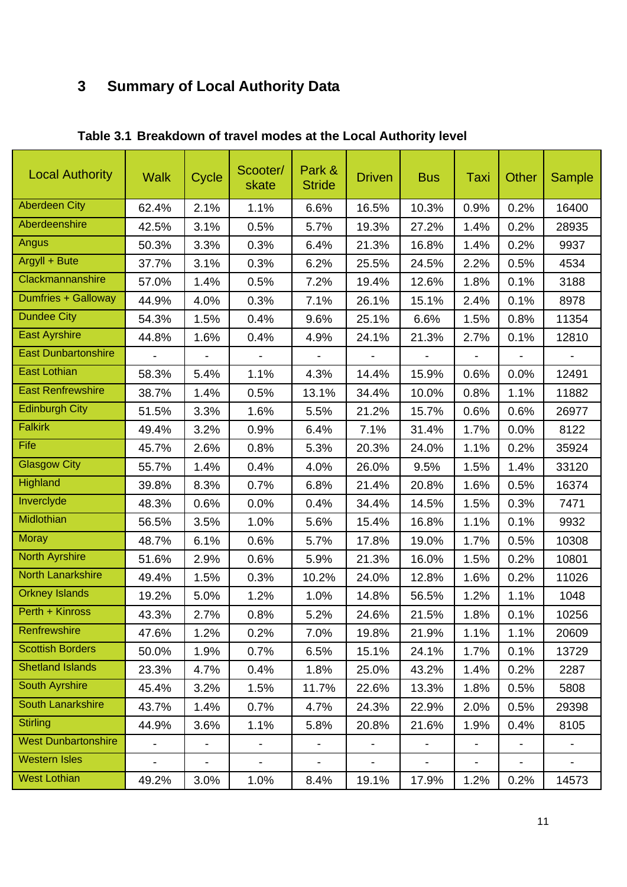# 3 Summary of Local Authority Data

**Table 3.1 Breakdown of travel modes at the Local Authority level**

| Local Authority | Walk | Cycle | Scooter/ skate | Park & Stride | Driven | Bus | Taxi | Other | Sample |
|---|---|---|---|---|---|---|---|---|---|
| Aberdeen City | 62.4% | 2.1% | 1.1% | 6.6% | 16.5% | 10.3% | 0.9% | 0.2% | 16400 |
| Aberdeenshire | 42.5% | 3.1% | 0.5% | 5.7% | 19.3% | 27.2% | 1.4% | 0.2% | 28935 |
| Angus | 50.3% | 3.3% | 0.3% | 6.4% | 21.3% | 16.8% | 1.4% | 0.2% | 9937 |
| Argyll + Bute | 37.7% | 3.1% | 0.3% | 6.2% | 25.5% | 24.5% | 2.2% | 0.5% | 4534 |
| Clackmannanshire | 57.0% | 1.4% | 0.5% | 7.2% | 19.4% | 12.6% | 1.8% | 0.1% | 3188 |
| Dumfries + Galloway | 44.9% | 4.0% | 0.3% | 7.1% | 26.1% | 15.1% | 2.4% | 0.1% | 8978 |
| Dundee City | 54.3% | 1.5% | 0.4% | 9.6% | 25.1% | 6.6% | 1.5% | 0.8% | 11354 |
| East Ayrshire | 44.8% | 1.6% | 0.4% | 4.9% | 24.1% | 21.3% | 2.7% | 0.1% | 12810 |
| East Dunbartonshire | - | - | - | - | - | - | - | - | - |
| East Lothian | 58.3% | 5.4% | 1.1% | 4.3% | 14.4% | 15.9% | 0.6% | 0.0% | 12491 |
| East Renfrewshire | 38.7% | 1.4% | 0.5% | 13.1% | 34.4% | 10.0% | 0.8% | 1.1% | 11882 |
| Edinburgh City | 51.5% | 3.3% | 1.6% | 5.5% | 21.2% | 15.7% | 0.6% | 0.6% | 26977 |
| Falkirk | 49.4% | 3.2% | 0.9% | 6.4% | 7.1% | 31.4% | 1.7% | 0.0% | 8122 |
| Fife | 45.7% | 2.6% | 0.8% | 5.3% | 20.3% | 24.0% | 1.1% | 0.2% | 35924 |
| Glasgow City | 55.7% | 1.4% | 0.4% | 4.0% | 26.0% | 9.5% | 1.5% | 1.4% | 33120 |
| Highland | 39.8% | 8.3% | 0.7% | 6.8% | 21.4% | 20.8% | 1.6% | 0.5% | 16374 |
| Inverclyde | 48.3% | 0.6% | 0.0% | 0.4% | 34.4% | 14.5% | 1.5% | 0.3% | 7471 |
| Midlothian | 56.5% | 3.5% | 1.0% | 5.6% | 15.4% | 16.8% | 1.1% | 0.1% | 9932 |
| Moray | 48.7% | 6.1% | 0.6% | 5.7% | 17.8% | 19.0% | 1.7% | 0.5% | 10308 |
| North Ayrshire | 51.6% | 2.9% | 0.6% | 5.9% | 21.3% | 16.0% | 1.5% | 0.2% | 10801 |
| North Lanarkshire | 49.4% | 1.5% | 0.3% | 10.2% | 24.0% | 12.8% | 1.6% | 0.2% | 11026 |
| Orkney Islands | 19.2% | 5.0% | 1.2% | 1.0% | 14.8% | 56.5% | 1.2% | 1.1% | 1048 |
| Perth + Kinross | 43.3% | 2.7% | 0.8% | 5.2% | 24.6% | 21.5% | 1.8% | 0.1% | 10256 |
| Renfrewshire | 47.6% | 1.2% | 0.2% | 7.0% | 19.8% | 21.9% | 1.1% | 1.1% | 20609 |
| Scottish Borders | 50.0% | 1.9% | 0.7% | 6.5% | 15.1% | 24.1% | 1.7% | 0.1% | 13729 |
| Shetland Islands | 23.3% | 4.7% | 0.4% | 1.8% | 25.0% | 43.2% | 1.4% | 0.2% | 2287 |
| South Ayrshire | 45.4% | 3.2% | 1.5% | 11.7% | 22.6% | 13.3% | 1.8% | 0.5% | 5808 |
| South Lanarkshire | 43.7% | 1.4% | 0.7% | 4.7% | 24.3% | 22.9% | 2.0% | 0.5% | 29398 |
| Stirling | 44.9% | 3.6% | 1.1% | 5.8% | 20.8% | 21.6% | 1.9% | 0.4% | 8105 |
| West Dunbartonshire | - | - | - | - | - | - | - | - | - |
| Western Isles | - | - | - | - | - | - | - | - | - |
| West Lothian | 49.2% | 3.0% | 1.0% | 8.4% | 19.1% | 17.9% | 1.2% | 0.2% | 14573 |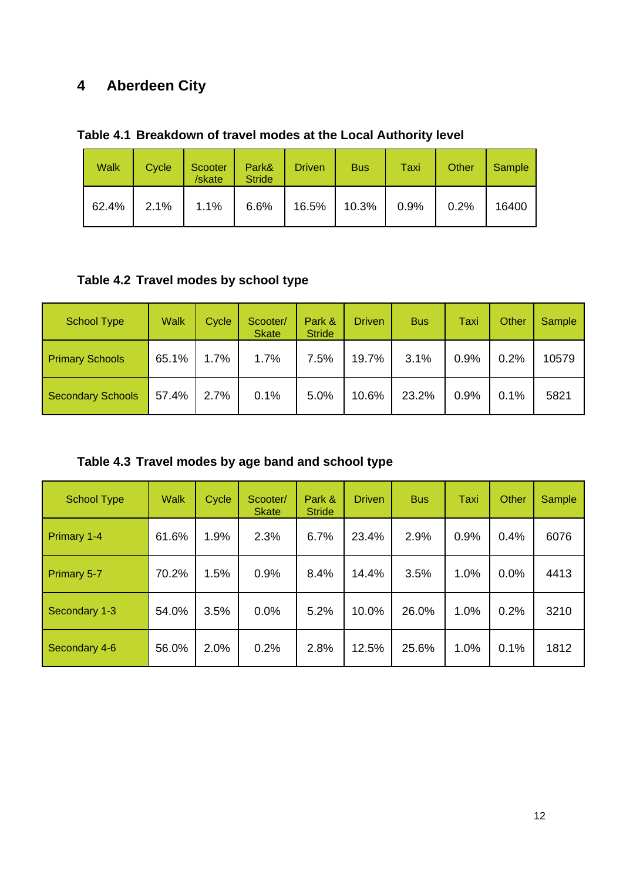# 4 Aberdeen City

**Table 4.1 Breakdown of travel modes at the Local Authority level**

| Walk | Cycle | Scooter /skate | Park& Stride | Driven | Bus | Taxi | Other | Sample |
|---|---|---|---|---|---|---|---|---|
| 62.4% | 2.1% | 1.1% | 6.6% | 16.5% | 10.3% | 0.9% | 0.2% | 16400 |

**Table 4.2 Travel modes by school type**

| School Type | Walk | Cycle | Scooter/ Skate | Park & Stride | Driven | Bus | Taxi | Other | Sample |
|---|---|---|---|---|---|---|---|---|---|
| Primary Schools | 65.1% | 1.7% | 1.7% | 7.5% | 19.7% | 3.1% | 0.9% | 0.2% | 10579 |
| Secondary Schools | 57.4% | 2.7% | 0.1% | 5.0% | 10.6% | 23.2% | 0.9% | 0.1% | 5821 |

**Table 4.3 Travel modes by age band and school type**

| School Type | Walk | Cycle | Scooter/ Skate | Park & Stride | Driven | Bus | Taxi | Other | Sample |
|---|---|---|---|---|---|---|---|---|---|
| Primary 1-4 | 61.6% | 1.9% | 2.3% | 6.7% | 23.4% | 2.9% | 0.9% | 0.4% | 6076 |
| Primary 5-7 | 70.2% | 1.5% | 0.9% | 8.4% | 14.4% | 3.5% | 1.0% | 0.0% | 4413 |
| Secondary 1-3 | 54.0% | 3.5% | 0.0% | 5.2% | 10.0% | 26.0% | 1.0% | 0.2% | 3210 |
| Secondary 4-6 | 56.0% | 2.0% | 0.2% | 2.8% | 12.5% | 25.6% | 1.0% | 0.1% | 1812 |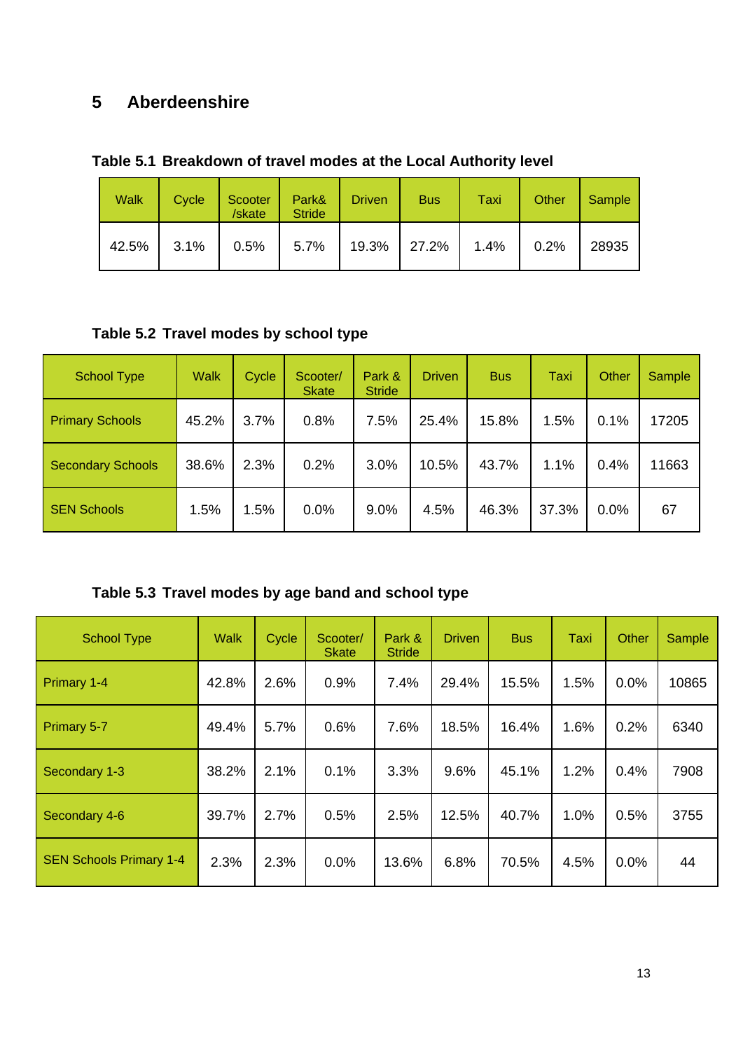# 5 Aberdeenshire

**Table 5.1 Breakdown of travel modes at the Local Authority level**

| Walk | Cycle | Scooter /skate | Park& Stride | Driven | Bus | Taxi | Other | Sample |
|---|---|---|---|---|---|---|---|---|
| 42.5% | 3.1% | 0.5% | 5.7% | 19.3% | 27.2% | 1.4% | 0.2% | 28935 |

**Table 5.2 Travel modes by school type**

| School Type | Walk | Cycle | Scooter/ Skate | Park & Stride | Driven | Bus | Taxi | Other | Sample |
|---|---|---|---|---|---|---|---|---|---|
| Primary Schools | 45.2% | 3.7% | 0.8% | 7.5% | 25.4% | 15.8% | 1.5% | 0.1% | 17205 |
| Secondary Schools | 38.6% | 2.3% | 0.2% | 3.0% | 10.5% | 43.7% | 1.1% | 0.4% | 11663 |
| SEN Schools | 1.5% | 1.5% | 0.0% | 9.0% | 4.5% | 46.3% | 37.3% | 0.0% | 67 |

**Table 5.3 Travel modes by age band and school type**

| School Type | Walk | Cycle | Scooter/ Skate | Park & Stride | Driven | Bus | Taxi | Other | Sample |
|---|---|---|---|---|---|---|---|---|---|
| Primary 1-4 | 42.8% | 2.6% | 0.9% | 7.4% | 29.4% | 15.5% | 1.5% | 0.0% | 10865 |
| Primary 5-7 | 49.4% | 5.7% | 0.6% | 7.6% | 18.5% | 16.4% | 1.6% | 0.2% | 6340 |
| Secondary 1-3 | 38.2% | 2.1% | 0.1% | 3.3% | 9.6% | 45.1% | 1.2% | 0.4% | 7908 |
| Secondary 4-6 | 39.7% | 2.7% | 0.5% | 2.5% | 12.5% | 40.7% | 1.0% | 0.5% | 3755 |
| SEN Schools Primary 1-4 | 2.3% | 2.3% | 0.0% | 13.6% | 6.8% | 70.5% | 4.5% | 0.0% | 44 |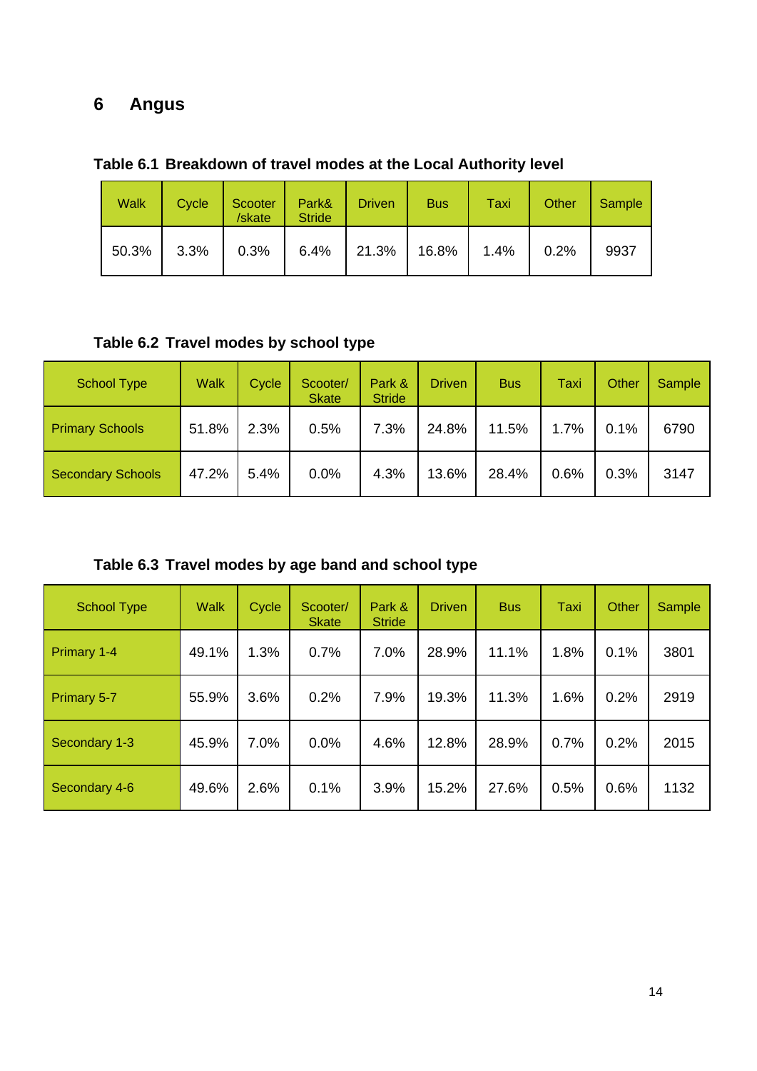# 6 Angus

**Table 6.1 Breakdown of travel modes at the Local Authority level**

| Walk | Cycle | Scooter /skate | Park& Stride | Driven | Bus | Taxi | Other | Sample |
|---|---|---|---|---|---|---|---|---|
| 50.3% | 3.3% | 0.3% | 6.4% | 21.3% | 16.8% | 1.4% | 0.2% | 9937 |

**Table 6.2 Travel modes by school type**

| School Type | Walk | Cycle | Scooter/ Skate | Park & Stride | Driven | Bus | Taxi | Other | Sample |
|---|---|---|---|---|---|---|---|---|---|
| Primary Schools | 51.8% | 2.3% | 0.5% | 7.3% | 24.8% | 11.5% | 1.7% | 0.1% | 6790 |
| Secondary Schools | 47.2% | 5.4% | 0.0% | 4.3% | 13.6% | 28.4% | 0.6% | 0.3% | 3147 |

**Table 6.3 Travel modes by age band and school type**

| School Type | Walk | Cycle | Scooter/ Skate | Park & Stride | Driven | Bus | Taxi | Other | Sample |
|---|---|---|---|---|---|---|---|---|---|
| Primary 1-4 | 49.1% | 1.3% | 0.7% | 7.0% | 28.9% | 11.1% | 1.8% | 0.1% | 3801 |
| Primary 5-7 | 55.9% | 3.6% | 0.2% | 7.9% | 19.3% | 11.3% | 1.6% | 0.2% | 2919 |
| Secondary 1-3 | 45.9% | 7.0% | 0.0% | 4.6% | 12.8% | 28.9% | 0.7% | 0.2% | 2015 |
| Secondary 4-6 | 49.6% | 2.6% | 0.1% | 3.9% | 15.2% | 27.6% | 0.5% | 0.6% | 1132 |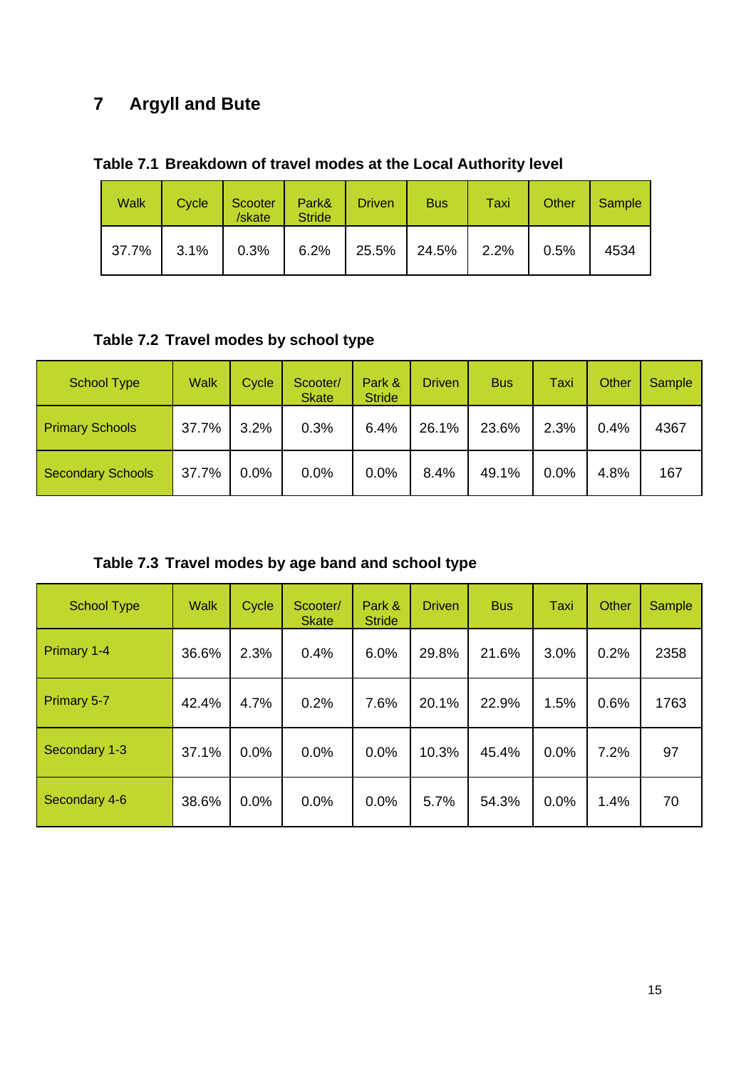# 7 Argyll and Bute

**Table 7.1 Breakdown of travel modes at the Local Authority level**

| Walk | Cycle | Scooter /skate | Park& Stride | Driven | Bus | Taxi | Other | Sample |
|---|---|---|---|---|---|---|---|---|
| 37.7% | 3.1% | 0.3% | 6.2% | 25.5% | 24.5% | 2.2% | 0.5% | 4534 |

**Table 7.2 Travel modes by school type**

| School Type | Walk | Cycle | Scooter/ Skate | Park & Stride | Driven | Bus | Taxi | Other | Sample |
|---|---|---|---|---|---|---|---|---|---|
| Primary Schools | 37.7% | 3.2% | 0.3% | 6.4% | 26.1% | 23.6% | 2.3% | 0.4% | 4367 |
| Secondary Schools | 37.7% | 0.0% | 0.0% | 0.0% | 8.4% | 49.1% | 0.0% | 4.8% | 167 |

**Table 7.3 Travel modes by age band and school type**

| School Type | Walk | Cycle | Scooter/ Skate | Park & Stride | Driven | Bus | Taxi | Other | Sample |
|---|---|---|---|---|---|---|---|---|---|
| Primary 1-4 | 36.6% | 2.3% | 0.4% | 6.0% | 29.8% | 21.6% | 3.0% | 0.2% | 2358 |
| Primary 5-7 | 42.4% | 4.7% | 0.2% | 7.6% | 20.1% | 22.9% | 1.5% | 0.6% | 1763 |
| Secondary 1-3 | 37.1% | 0.0% | 0.0% | 0.0% | 10.3% | 45.4% | 0.0% | 7.2% | 97 |
| Secondary 4-6 | 38.6% | 0.0% | 0.0% | 0.0% | 5.7% | 54.3% | 0.0% | 1.4% | 70 |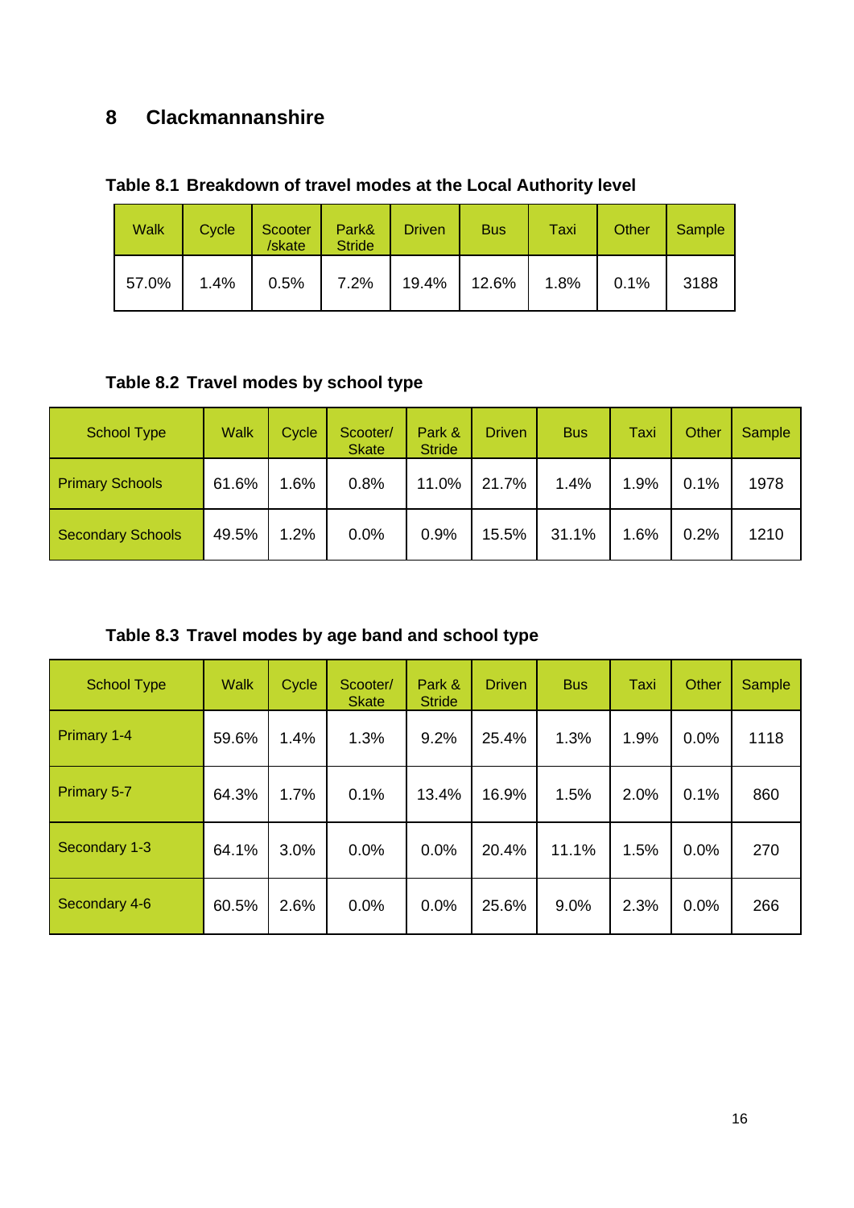## 8 Clackmannanshire

**Table 8.1 Breakdown of travel modes at the Local Authority level**

| Walk | Cycle | Scooter /skate | Park& Stride | Driven | Bus | Taxi | Other | Sample |
|---|---|---|---|---|---|---|---|---|
| 57.0% | 1.4% | 0.5% | 7.2% | 19.4% | 12.6% | 1.8% | 0.1% | 3188 |

**Table 8.2 Travel modes by school type**

| School Type | Walk | Cycle | Scooter/ Skate | Park & Stride | Driven | Bus | Taxi | Other | Sample |
|---|---|---|---|---|---|---|---|---|---|
| Primary Schools | 61.6% | 1.6% | 0.8% | 11.0% | 21.7% | 1.4% | 1.9% | 0.1% | 1978 |
| Secondary Schools | 49.5% | 1.2% | 0.0% | 0.9% | 15.5% | 31.1% | 1.6% | 0.2% | 1210 |

**Table 8.3 Travel modes by age band and school type**

| School Type | Walk | Cycle | Scooter/ Skate | Park & Stride | Driven | Bus | Taxi | Other | Sample |
|---|---|---|---|---|---|---|---|---|---|
| Primary 1-4 | 59.6% | 1.4% | 1.3% | 9.2% | 25.4% | 1.3% | 1.9% | 0.0% | 1118 |
| Primary 5-7 | 64.3% | 1.7% | 0.1% | 13.4% | 16.9% | 1.5% | 2.0% | 0.1% | 860 |
| Secondary 1-3 | 64.1% | 3.0% | 0.0% | 0.0% | 20.4% | 11.1% | 1.5% | 0.0% | 270 |
| Secondary 4-6 | 60.5% | 2.6% | 0.0% | 0.0% | 25.6% | 9.0% | 2.3% | 0.0% | 266 |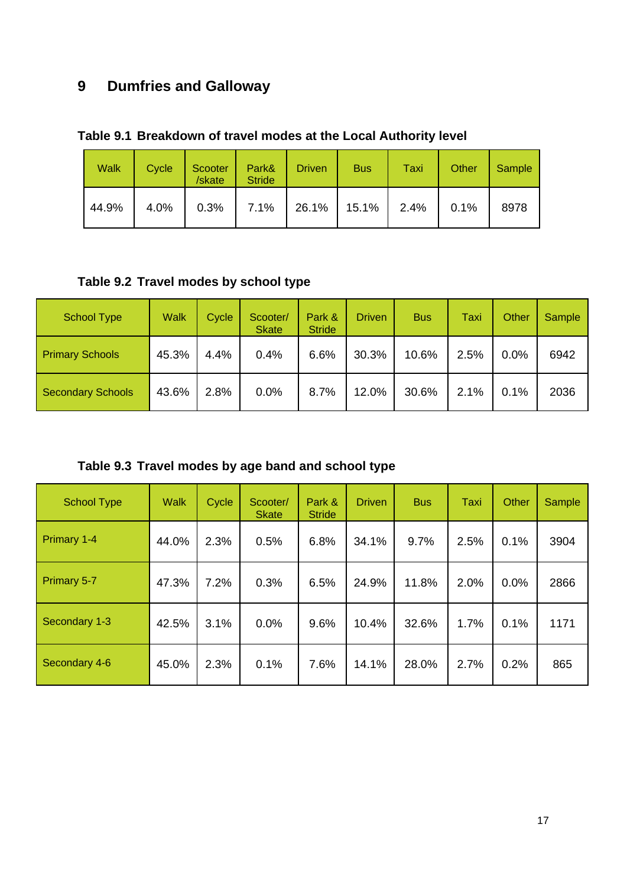# 9 Dumfries and Galloway

**Table 9.1 Breakdown of travel modes at the Local Authority level**

| Walk | Cycle | Scooter /skate | Park& Stride | Driven | Bus | Taxi | Other | Sample |
|---|---|---|---|---|---|---|---|---|
| 44.9% | 4.0% | 0.3% | 7.1% | 26.1% | 15.1% | 2.4% | 0.1% | 8978 |

**Table 9.2 Travel modes by school type**

| School Type | Walk | Cycle | Scooter/ Skate | Park & Stride | Driven | Bus | Taxi | Other | Sample |
|---|---|---|---|---|---|---|---|---|---|
| Primary Schools | 45.3% | 4.4% | 0.4% | 6.6% | 30.3% | 10.6% | 2.5% | 0.0% | 6942 |
| Secondary Schools | 43.6% | 2.8% | 0.0% | 8.7% | 12.0% | 30.6% | 2.1% | 0.1% | 2036 |

**Table 9.3 Travel modes by age band and school type**

| School Type | Walk | Cycle | Scooter/ Skate | Park & Stride | Driven | Bus | Taxi | Other | Sample |
|---|---|---|---|---|---|---|---|---|---|
| Primary 1-4 | 44.0% | 2.3% | 0.5% | 6.8% | 34.1% | 9.7% | 2.5% | 0.1% | 3904 |
| Primary 5-7 | 47.3% | 7.2% | 0.3% | 6.5% | 24.9% | 11.8% | 2.0% | 0.0% | 2866 |
| Secondary 1-3 | 42.5% | 3.1% | 0.0% | 9.6% | 10.4% | 32.6% | 1.7% | 0.1% | 1171 |
| Secondary 4-6 | 45.0% | 2.3% | 0.1% | 7.6% | 14.1% | 28.0% | 2.7% | 0.2% | 865 |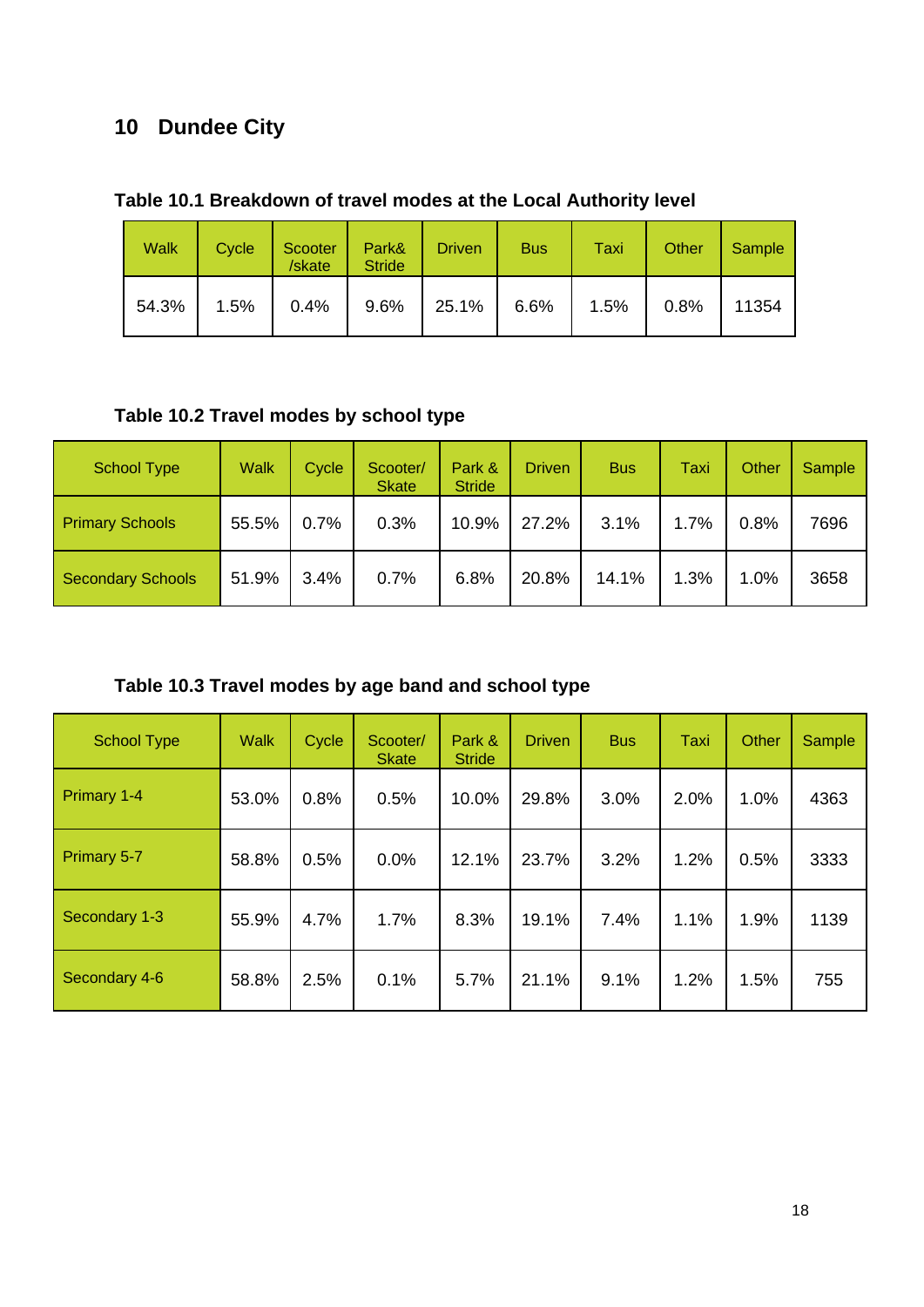# 10 Dundee City

**Table 10.1 Breakdown of travel modes at the Local Authority level**

| Walk | Cycle | Scooter /skate | Park& Stride | Driven | Bus | Taxi | Other | Sample |
|---|---|---|---|---|---|---|---|---|
| 54.3% | 1.5% | 0.4% | 9.6% | 25.1% | 6.6% | 1.5% | 0.8% | 11354 |

**Table 10.2 Travel modes by school type**

| School Type | Walk | Cycle | Scooter/ Skate | Park & Stride | Driven | Bus | Taxi | Other | Sample |
|---|---|---|---|---|---|---|---|---|---|
| Primary Schools | 55.5% | 0.7% | 0.3% | 10.9% | 27.2% | 3.1% | 1.7% | 0.8% | 7696 |
| Secondary Schools | 51.9% | 3.4% | 0.7% | 6.8% | 20.8% | 14.1% | 1.3% | 1.0% | 3658 |

**Table 10.3 Travel modes by age band and school type**

| School Type | Walk | Cycle | Scooter/ Skate | Park & Stride | Driven | Bus | Taxi | Other | Sample |
|---|---|---|---|---|---|---|---|---|---|
| Primary 1-4 | 53.0% | 0.8% | 0.5% | 10.0% | 29.8% | 3.0% | 2.0% | 1.0% | 4363 |
| Primary 5-7 | 58.8% | 0.5% | 0.0% | 12.1% | 23.7% | 3.2% | 1.2% | 0.5% | 3333 |
| Secondary 1-3 | 55.9% | 4.7% | 1.7% | 8.3% | 19.1% | 7.4% | 1.1% | 1.9% | 1139 |
| Secondary 4-6 | 58.8% | 2.5% | 0.1% | 5.7% | 21.1% | 9.1% | 1.2% | 1.5% | 755 |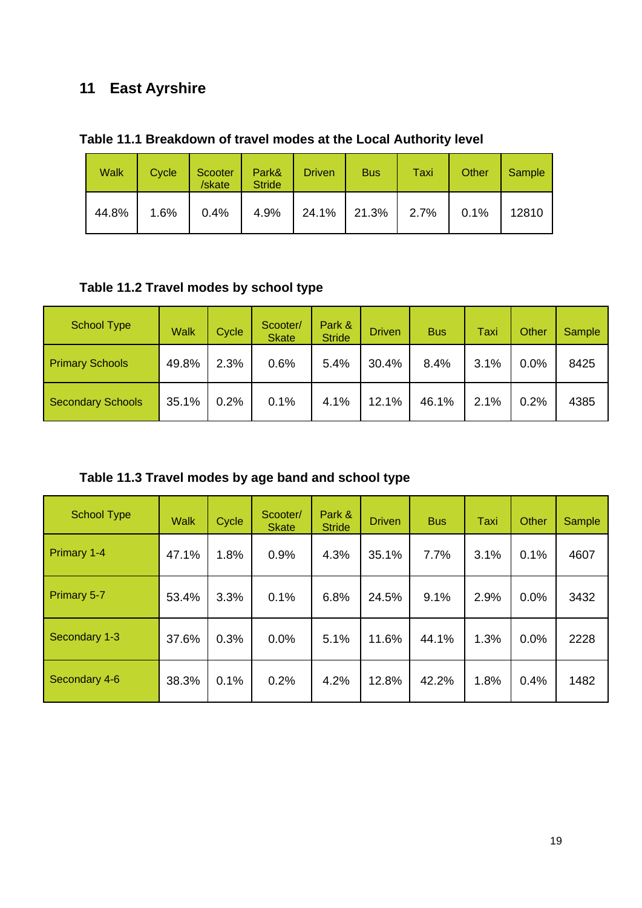## 11 East Ayrshire

**Table 11.1 Breakdown of travel modes at the Local Authority level**

| Walk | Cycle | Scooter /skate | Park& Stride | Driven | Bus | Taxi | Other | Sample |
|---|---|---|---|---|---|---|---|---|
| 44.8% | 1.6% | 0.4% | 4.9% | 24.1% | 21.3% | 2.7% | 0.1% | 12810 |

**Table 11.2 Travel modes by school type**

| School Type | Walk | Cycle | Scooter/ Skate | Park & Stride | Driven | Bus | Taxi | Other | Sample |
|---|---|---|---|---|---|---|---|---|---|
| Primary Schools | 49.8% | 2.3% | 0.6% | 5.4% | 30.4% | 8.4% | 3.1% | 0.0% | 8425 |
| Secondary Schools | 35.1% | 0.2% | 0.1% | 4.1% | 12.1% | 46.1% | 2.1% | 0.2% | 4385 |

**Table 11.3 Travel modes by age band and school type**

| School Type | Walk | Cycle | Scooter/ Skate | Park & Stride | Driven | Bus | Taxi | Other | Sample |
|---|---|---|---|---|---|---|---|---|---|
| Primary 1-4 | 47.1% | 1.8% | 0.9% | 4.3% | 35.1% | 7.7% | 3.1% | 0.1% | 4607 |
| Primary 5-7 | 53.4% | 3.3% | 0.1% | 6.8% | 24.5% | 9.1% | 2.9% | 0.0% | 3432 |
| Secondary 1-3 | 37.6% | 0.3% | 0.0% | 5.1% | 11.6% | 44.1% | 1.3% | 0.0% | 2228 |
| Secondary 4-6 | 38.3% | 0.1% | 0.2% | 4.2% | 12.8% | 42.2% | 1.8% | 0.4% | 1482 |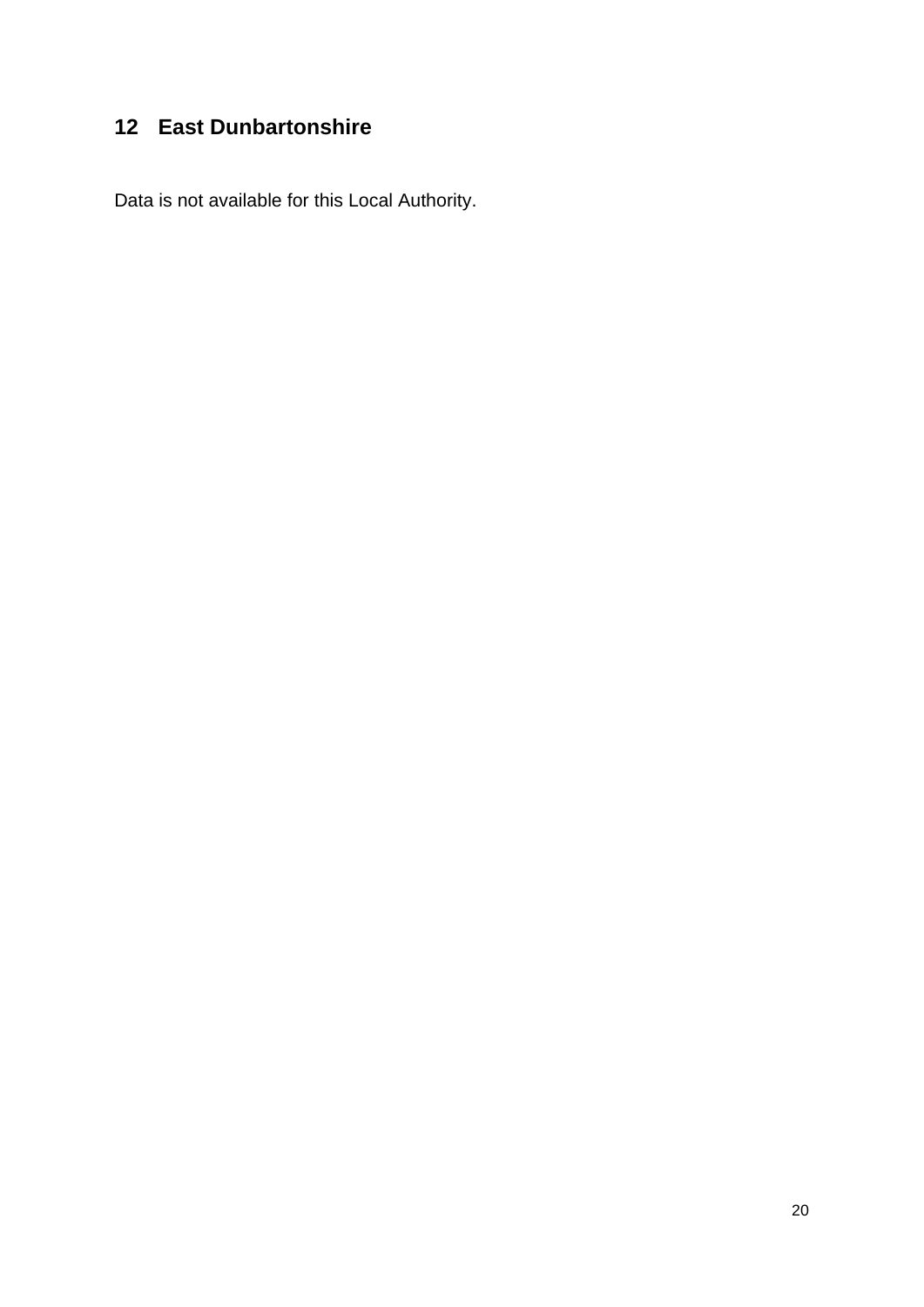# 12 East Dunbartonshire

Data is not available for this Local Authority.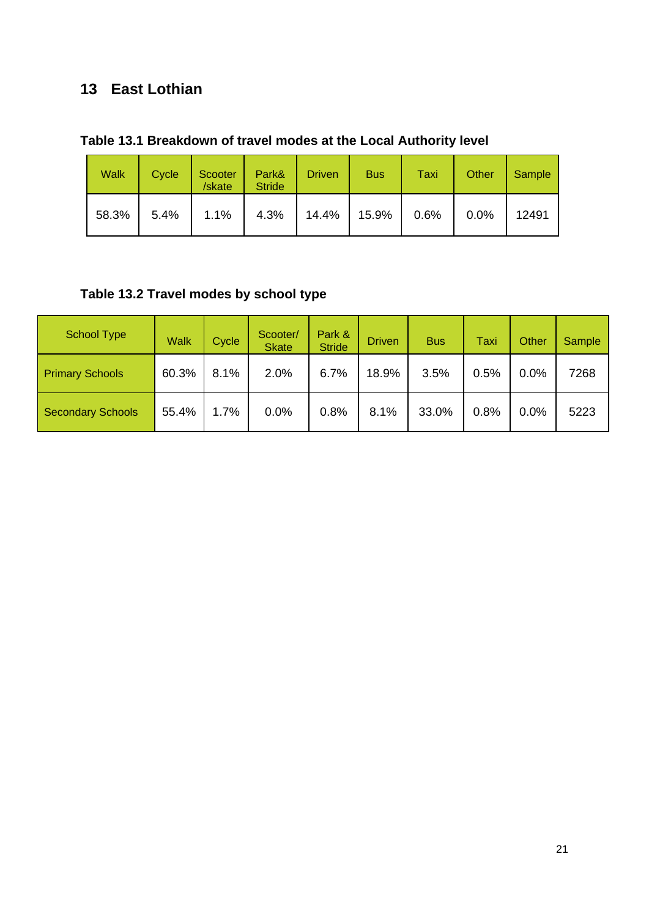## 13 East Lothian

**Table 13.1 Breakdown of travel modes at the Local Authority level**

| Walk | Cycle | Scooter /skate | Park& Stride | Driven | Bus | Taxi | Other | Sample |
|---|---|---|---|---|---|---|---|---|
| 58.3% | 5.4% | 1.1% | 4.3% | 14.4% | 15.9% | 0.6% | 0.0% | 12491 |

**Table 13.2 Travel modes by school type**

| School Type | Walk | Cycle | Scooter/ Skate | Park & Stride | Driven | Bus | Taxi | Other | Sample |
|---|---|---|---|---|---|---|---|---|---|
| Primary Schools | 60.3% | 8.1% | 2.0% | 6.7% | 18.9% | 3.5% | 0.5% | 0.0% | 7268 |
| Secondary Schools | 55.4% | 1.7% | 0.0% | 0.8% | 8.1% | 33.0% | 0.8% | 0.0% | 5223 |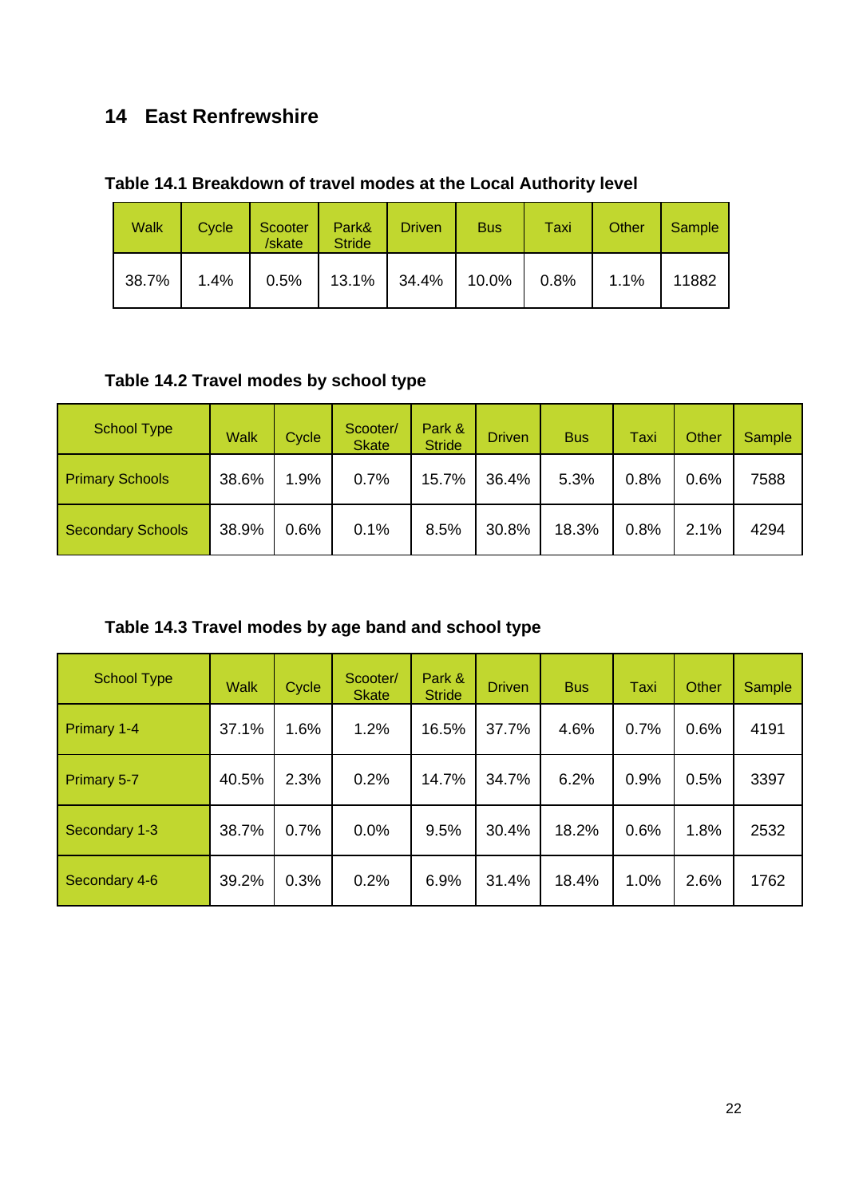## 14 East Renfrewshire

**Table 14.1 Breakdown of travel modes at the Local Authority level**

| Walk | Cycle | Scooter /skate | Park& Stride | Driven | Bus | Taxi | Other | Sample |
|---|---|---|---|---|---|---|---|---|
| 38.7% | 1.4% | 0.5% | 13.1% | 34.4% | 10.0% | 0.8% | 1.1% | 11882 |

**Table 14.2 Travel modes by school type**

| School Type | Walk | Cycle | Scooter/ Skate | Park & Stride | Driven | Bus | Taxi | Other | Sample |
|---|---|---|---|---|---|---|---|---|---|
| Primary Schools | 38.6% | 1.9% | 0.7% | 15.7% | 36.4% | 5.3% | 0.8% | 0.6% | 7588 |
| Secondary Schools | 38.9% | 0.6% | 0.1% | 8.5% | 30.8% | 18.3% | 0.8% | 2.1% | 4294 |

**Table 14.3 Travel modes by age band and school type**

| School Type | Walk | Cycle | Scooter/ Skate | Park & Stride | Driven | Bus | Taxi | Other | Sample |
|---|---|---|---|---|---|---|---|---|---|
| Primary 1-4 | 37.1% | 1.6% | 1.2% | 16.5% | 37.7% | 4.6% | 0.7% | 0.6% | 4191 |
| Primary 5-7 | 40.5% | 2.3% | 0.2% | 14.7% | 34.7% | 6.2% | 0.9% | 0.5% | 3397 |
| Secondary 1-3 | 38.7% | 0.7% | 0.0% | 9.5% | 30.4% | 18.2% | 0.6% | 1.8% | 2532 |
| Secondary 4-6 | 39.2% | 0.3% | 0.2% | 6.9% | 31.4% | 18.4% | 1.0% | 2.6% | 1762 |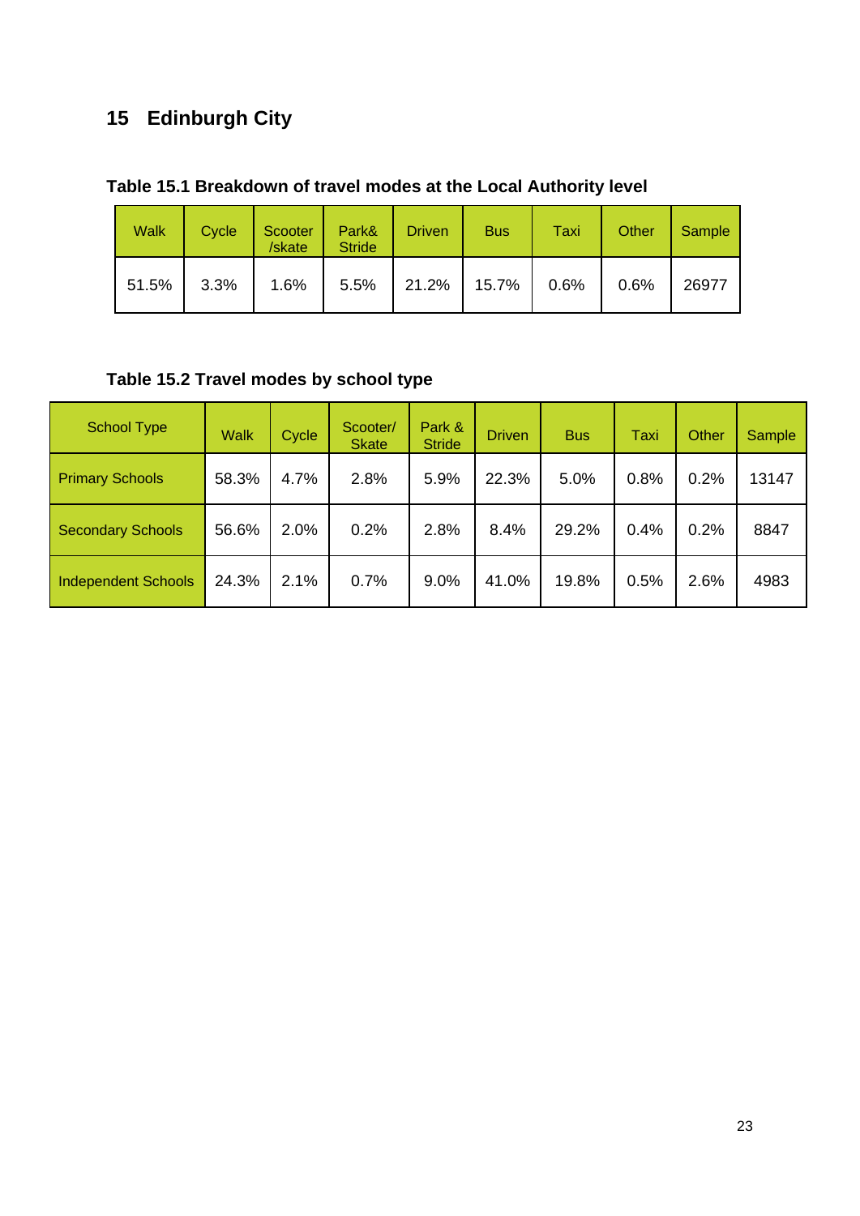# 15 Edinburgh City

**Table 15.1 Breakdown of travel modes at the Local Authority level**

| Walk | Cycle | Scooter /skate | Park& Stride | Driven | Bus | Taxi | Other | Sample |
|---|---|---|---|---|---|---|---|---|
| 51.5% | 3.3% | 1.6% | 5.5% | 21.2% | 15.7% | 0.6% | 0.6% | 26977 |

**Table 15.2 Travel modes by school type**

| School Type | Walk | Cycle | Scooter/ Skate | Park & Stride | Driven | Bus | Taxi | Other | Sample |
|---|---|---|---|---|---|---|---|---|---|
| Primary Schools | 58.3% | 4.7% | 2.8% | 5.9% | 22.3% | 5.0% | 0.8% | 0.2% | 13147 |
| Secondary Schools | 56.6% | 2.0% | 0.2% | 2.8% | 8.4% | 29.2% | 0.4% | 0.2% | 8847 |
| Independent Schools | 24.3% | 2.1% | 0.7% | 9.0% | 41.0% | 19.8% | 0.5% | 2.6% | 4983 |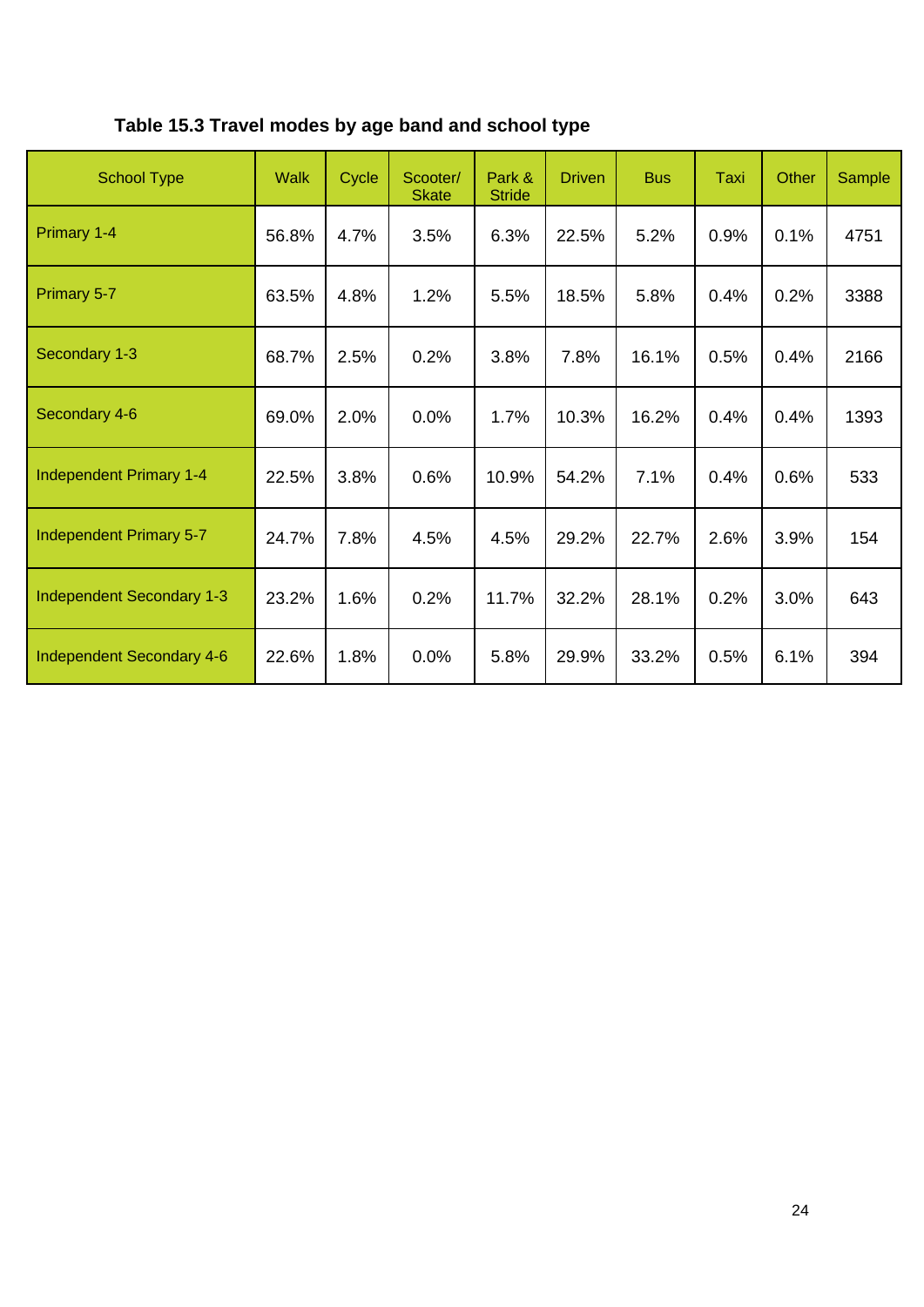**Table 15.3 Travel modes by age band and school type**

| School Type | Walk | Cycle | Scooter/ Skate | Park & Stride | Driven | Bus | Taxi | Other | Sample |
|---|---|---|---|---|---|---|---|---|---|
| Primary 1-4 | 56.8% | 4.7% | 3.5% | 6.3% | 22.5% | 5.2% | 0.9% | 0.1% | 4751 |
| Primary 5-7 | 63.5% | 4.8% | 1.2% | 5.5% | 18.5% | 5.8% | 0.4% | 0.2% | 3388 |
| Secondary 1-3 | 68.7% | 2.5% | 0.2% | 3.8% | 7.8% | 16.1% | 0.5% | 0.4% | 2166 |
| Secondary 4-6 | 69.0% | 2.0% | 0.0% | 1.7% | 10.3% | 16.2% | 0.4% | 0.4% | 1393 |
| Independent Primary 1-4 | 22.5% | 3.8% | 0.6% | 10.9% | 54.2% | 7.1% | 0.4% | 0.6% | 533 |
| Independent Primary 5-7 | 24.7% | 7.8% | 4.5% | 4.5% | 29.2% | 22.7% | 2.6% | 3.9% | 154 |
| Independent Secondary 1-3 | 23.2% | 1.6% | 0.2% | 11.7% | 32.2% | 28.1% | 0.2% | 3.0% | 643 |
| Independent Secondary 4-6 | 22.6% | 1.8% | 0.0% | 5.8% | 29.9% | 33.2% | 0.5% | 6.1% | 394 |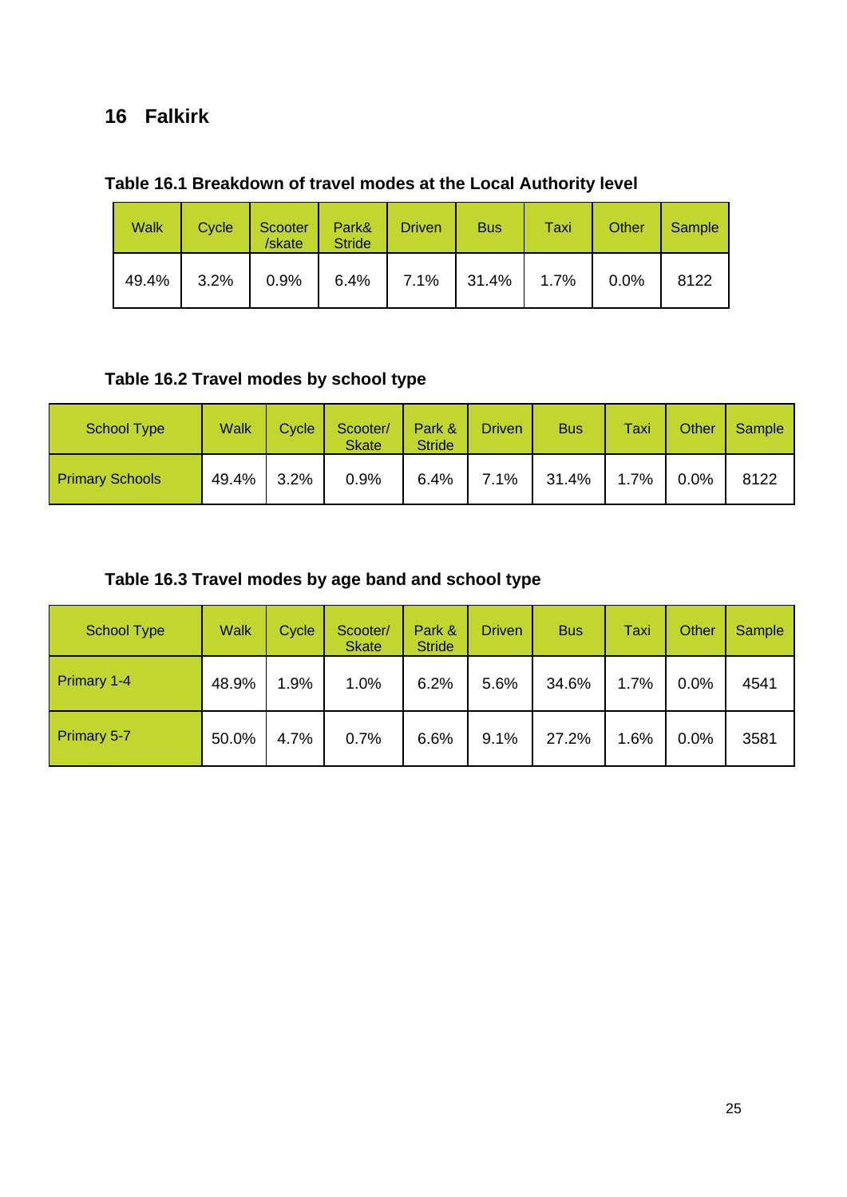# 16 Falkirk

**Table 16.1 Breakdown of travel modes at the Local Authority level**

| Walk | Cycle | Scooter /skate | Park& Stride | Driven | Bus | Taxi | Other | Sample |
|---|---|---|---|---|---|---|---|---|
| 49.4% | 3.2% | 0.9% | 6.4% | 7.1% | 31.4% | 1.7% | 0.0% | 8122 |

**Table 16.2 Travel modes by school type**

| School Type | Walk | Cycle | Scooter/ Skate | Park & Stride | Driven | Bus | Taxi | Other | Sample |
|---|---|---|---|---|---|---|---|---|---|
| Primary Schools | 49.4% | 3.2% | 0.9% | 6.4% | 7.1% | 31.4% | 1.7% | 0.0% | 8122 |

**Table 16.3 Travel modes by age band and school type**

| School Type | Walk | Cycle | Scooter/ Skate | Park & Stride | Driven | Bus | Taxi | Other | Sample |
|---|---|---|---|---|---|---|---|---|---|
| Primary 1-4 | 48.9% | 1.9% | 1.0% | 6.2% | 5.6% | 34.6% | 1.7% | 0.0% | 4541 |
| Primary 5-7 | 50.0% | 4.7% | 0.7% | 6.6% | 9.1% | 27.2% | 1.6% | 0.0% | 3581 |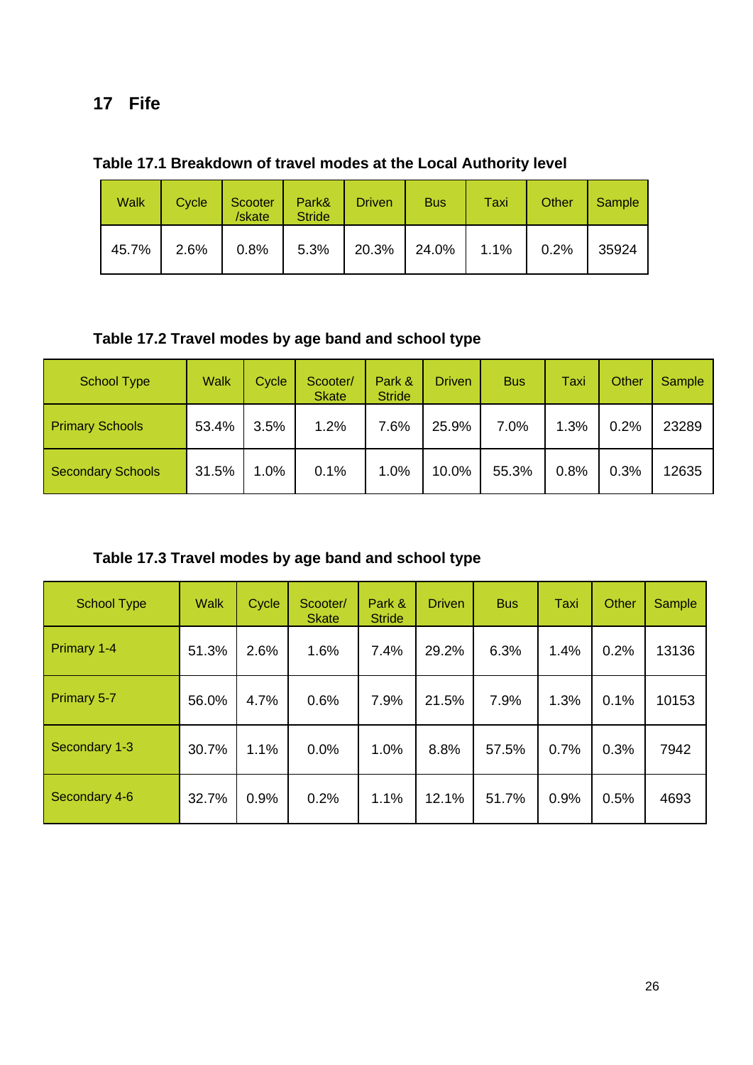## 17 Fife

**Table 17.1 Breakdown of travel modes at the Local Authority level**

| Walk | Cycle | Scooter /skate | Park& Stride | Driven | Bus | Taxi | Other | Sample |
|---|---|---|---|---|---|---|---|---|
| 45.7% | 2.6% | 0.8% | 5.3% | 20.3% | 24.0% | 1.1% | 0.2% | 35924 |

**Table 17.2 Travel modes by age band and school type**

| School Type | Walk | Cycle | Scooter/ Skate | Park & Stride | Driven | Bus | Taxi | Other | Sample |
|---|---|---|---|---|---|---|---|---|---|
| Primary Schools | 53.4% | 3.5% | 1.2% | 7.6% | 25.9% | 7.0% | 1.3% | 0.2% | 23289 |
| Secondary Schools | 31.5% | 1.0% | 0.1% | 1.0% | 10.0% | 55.3% | 0.8% | 0.3% | 12635 |

**Table 17.3 Travel modes by age band and school type**

| School Type | Walk | Cycle | Scooter/ Skate | Park & Stride | Driven | Bus | Taxi | Other | Sample |
|---|---|---|---|---|---|---|---|---|---|
| Primary 1-4 | 51.3% | 2.6% | 1.6% | 7.4% | 29.2% | 6.3% | 1.4% | 0.2% | 13136 |
| Primary 5-7 | 56.0% | 4.7% | 0.6% | 7.9% | 21.5% | 7.9% | 1.3% | 0.1% | 10153 |
| Secondary 1-3 | 30.7% | 1.1% | 0.0% | 1.0% | 8.8% | 57.5% | 0.7% | 0.3% | 7942 |
| Secondary 4-6 | 32.7% | 0.9% | 0.2% | 1.1% | 12.1% | 51.7% | 0.9% | 0.5% | 4693 |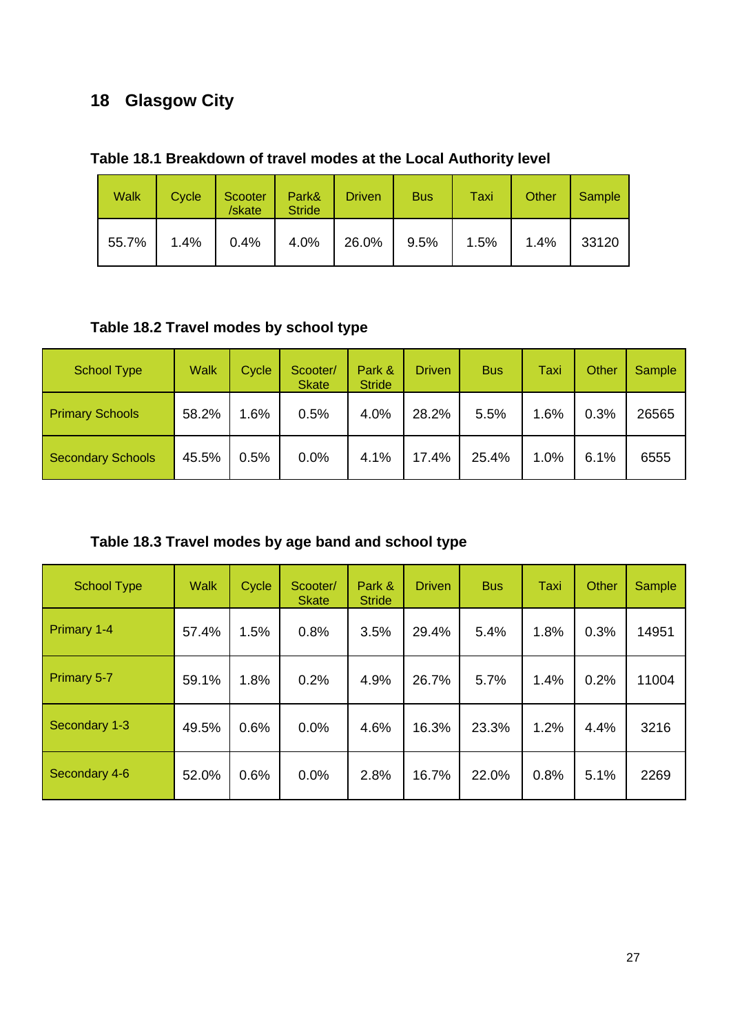## 18 Glasgow City

**Table 18.1 Breakdown of travel modes at the Local Authority level**

| Walk | Cycle | Scooter /skate | Park& Stride | Driven | Bus | Taxi | Other | Sample |
|---|---|---|---|---|---|---|---|---|
| 55.7% | 1.4% | 0.4% | 4.0% | 26.0% | 9.5% | 1.5% | 1.4% | 33120 |

**Table 18.2 Travel modes by school type**

| School Type | Walk | Cycle | Scooter/ Skate | Park & Stride | Driven | Bus | Taxi | Other | Sample |
|---|---|---|---|---|---|---|---|---|---|
| Primary Schools | 58.2% | 1.6% | 0.5% | 4.0% | 28.2% | 5.5% | 1.6% | 0.3% | 26565 |
| Secondary Schools | 45.5% | 0.5% | 0.0% | 4.1% | 17.4% | 25.4% | 1.0% | 6.1% | 6555 |

**Table 18.3 Travel modes by age band and school type**

| School Type | Walk | Cycle | Scooter/ Skate | Park & Stride | Driven | Bus | Taxi | Other | Sample |
|---|---|---|---|---|---|---|---|---|---|
| Primary 1-4 | 57.4% | 1.5% | 0.8% | 3.5% | 29.4% | 5.4% | 1.8% | 0.3% | 14951 |
| Primary 5-7 | 59.1% | 1.8% | 0.2% | 4.9% | 26.7% | 5.7% | 1.4% | 0.2% | 11004 |
| Secondary 1-3 | 49.5% | 0.6% | 0.0% | 4.6% | 16.3% | 23.3% | 1.2% | 4.4% | 3216 |
| Secondary 4-6 | 52.0% | 0.6% | 0.0% | 2.8% | 16.7% | 22.0% | 0.8% | 5.1% | 2269 |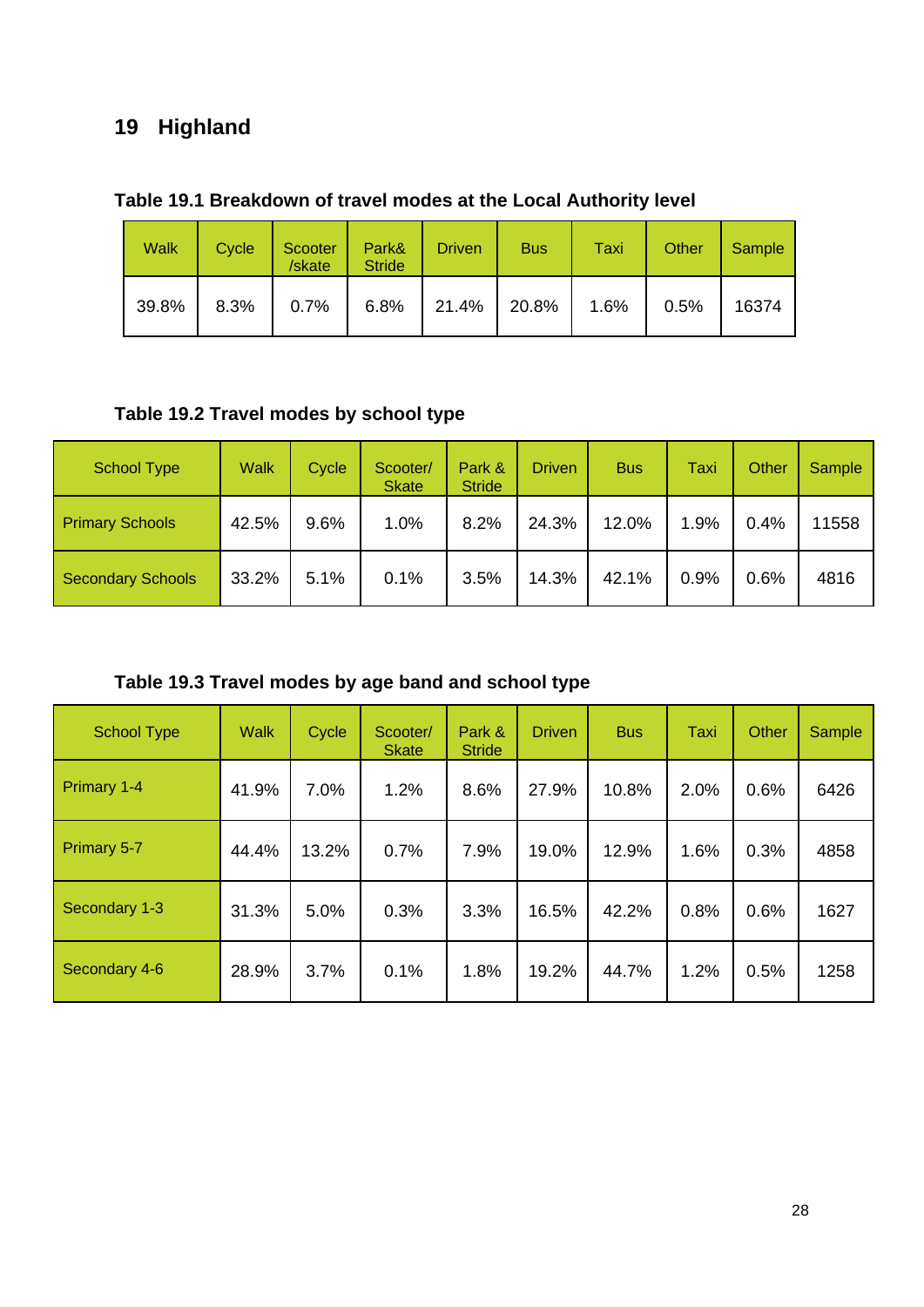## 19 Highland

**Table 19.1 Breakdown of travel modes at the Local Authority level**

| Walk | Cycle | Scooter /skate | Park& Stride | Driven | Bus | Taxi | Other | Sample |
|---|---|---|---|---|---|---|---|---|
| 39.8% | 8.3% | 0.7% | 6.8% | 21.4% | 20.8% | 1.6% | 0.5% | 16374 |

**Table 19.2 Travel modes by school type**

| School Type | Walk | Cycle | Scooter/ Skate | Park & Stride | Driven | Bus | Taxi | Other | Sample |
|---|---|---|---|---|---|---|---|---|---|
| Primary Schools | 42.5% | 9.6% | 1.0% | 8.2% | 24.3% | 12.0% | 1.9% | 0.4% | 11558 |
| Secondary Schools | 33.2% | 5.1% | 0.1% | 3.5% | 14.3% | 42.1% | 0.9% | 0.6% | 4816 |

**Table 19.3 Travel modes by age band and school type**

| School Type | Walk | Cycle | Scooter/ Skate | Park & Stride | Driven | Bus | Taxi | Other | Sample |
|---|---|---|---|---|---|---|---|---|---|
| Primary 1-4 | 41.9% | 7.0% | 1.2% | 8.6% | 27.9% | 10.8% | 2.0% | 0.6% | 6426 |
| Primary 5-7 | 44.4% | 13.2% | 0.7% | 7.9% | 19.0% | 12.9% | 1.6% | 0.3% | 4858 |
| Secondary 1-3 | 31.3% | 5.0% | 0.3% | 3.3% | 16.5% | 42.2% | 0.8% | 0.6% | 1627 |
| Secondary 4-6 | 28.9% | 3.7% | 0.1% | 1.8% | 19.2% | 44.7% | 1.2% | 0.5% | 1258 |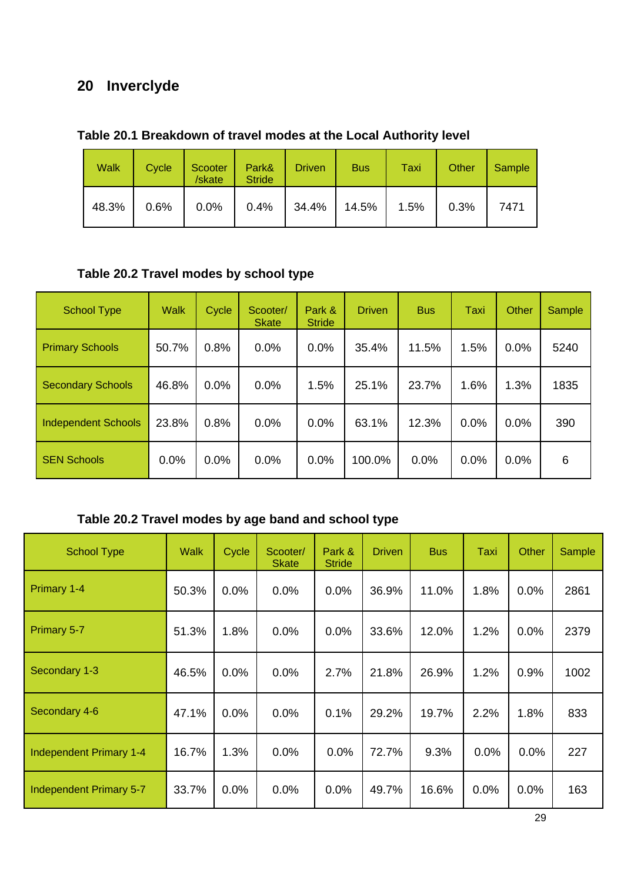## 20 Inverclyde

**Table 20.1 Breakdown of travel modes at the Local Authority level**

| Walk | Cycle | Scooter /skate | Park& Stride | Driven | Bus | Taxi | Other | Sample |
|---|---|---|---|---|---|---|---|---|
| 48.3% | 0.6% | 0.0% | 0.4% | 34.4% | 14.5% | 1.5% | 0.3% | 7471 |

**Table 20.2 Travel modes by school type**

| School Type | Walk | Cycle | Scooter/ Skate | Park & Stride | Driven | Bus | Taxi | Other | Sample |
|---|---|---|---|---|---|---|---|---|---|
| Primary Schools | 50.7% | 0.8% | 0.0% | 0.0% | 35.4% | 11.5% | 1.5% | 0.0% | 5240 |
| Secondary Schools | 46.8% | 0.0% | 0.0% | 1.5% | 25.1% | 23.7% | 1.6% | 1.3% | 1835 |
| Independent Schools | 23.8% | 0.8% | 0.0% | 0.0% | 63.1% | 12.3% | 0.0% | 0.0% | 390 |
| SEN Schools | 0.0% | 0.0% | 0.0% | 0.0% | 100.0% | 0.0% | 0.0% | 0.0% | 6 |

**Table 20.2 Travel modes by age band and school type**

| School Type | Walk | Cycle | Scooter/ Skate | Park & Stride | Driven | Bus | Taxi | Other | Sample |
|---|---|---|---|---|---|---|---|---|---|
| Primary 1-4 | 50.3% | 0.0% | 0.0% | 0.0% | 36.9% | 11.0% | 1.8% | 0.0% | 2861 |
| Primary 5-7 | 51.3% | 1.8% | 0.0% | 0.0% | 33.6% | 12.0% | 1.2% | 0.0% | 2379 |
| Secondary 1-3 | 46.5% | 0.0% | 0.0% | 2.7% | 21.8% | 26.9% | 1.2% | 0.9% | 1002 |
| Secondary 4-6 | 47.1% | 0.0% | 0.0% | 0.1% | 29.2% | 19.7% | 2.2% | 1.8% | 833 |
| Independent Primary 1-4 | 16.7% | 1.3% | 0.0% | 0.0% | 72.7% | 9.3% | 0.0% | 0.0% | 227 |
| Independent Primary 5-7 | 33.7% | 0.0% | 0.0% | 0.0% | 49.7% | 16.6% | 0.0% | 0.0% | 163 |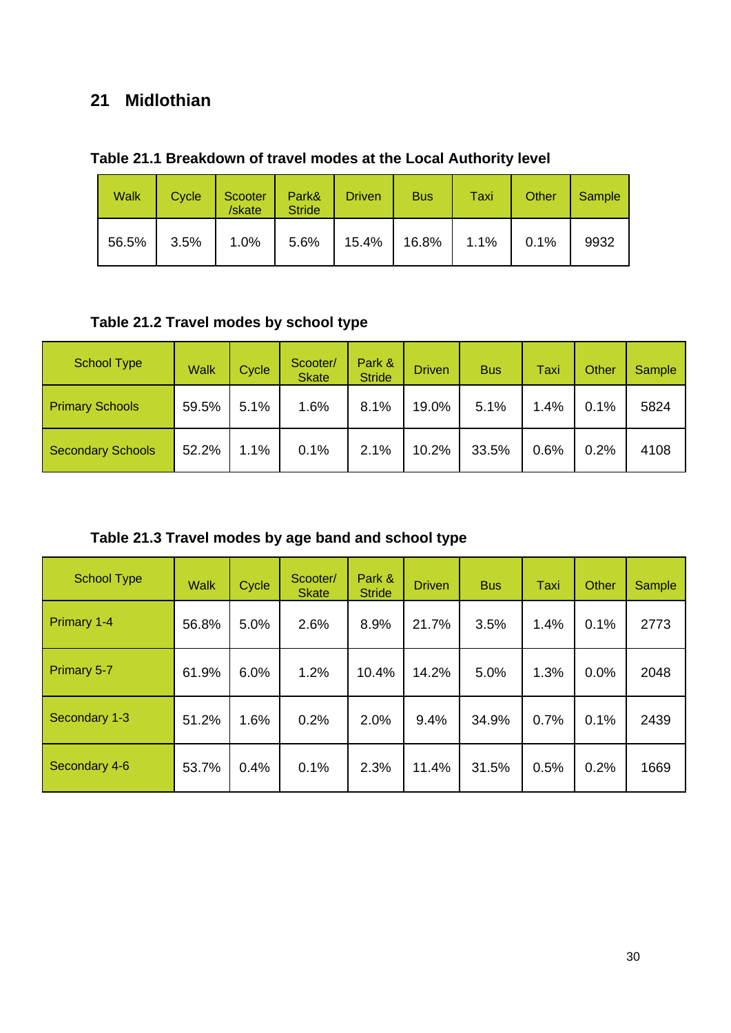# 21 Midlothian

**Table 21.1 Breakdown of travel modes at the Local Authority level**

| Walk | Cycle | Scooter /skate | Park& Stride | Driven | Bus | Taxi | Other | Sample |
|---|---|---|---|---|---|---|---|---|
| 56.5% | 3.5% | 1.0% | 5.6% | 15.4% | 16.8% | 1.1% | 0.1% | 9932 |

**Table 21.2 Travel modes by school type**

| School Type | Walk | Cycle | Scooter/ Skate | Park & Stride | Driven | Bus | Taxi | Other | Sample |
|---|---|---|---|---|---|---|---|---|---|
| Primary Schools | 59.5% | 5.1% | 1.6% | 8.1% | 19.0% | 5.1% | 1.4% | 0.1% | 5824 |
| Secondary Schools | 52.2% | 1.1% | 0.1% | 2.1% | 10.2% | 33.5% | 0.6% | 0.2% | 4108 |

**Table 21.3 Travel modes by age band and school type**

| School Type | Walk | Cycle | Scooter/ Skate | Park & Stride | Driven | Bus | Taxi | Other | Sample |
|---|---|---|---|---|---|---|---|---|---|
| Primary 1-4 | 56.8% | 5.0% | 2.6% | 8.9% | 21.7% | 3.5% | 1.4% | 0.1% | 2773 |
| Primary 5-7 | 61.9% | 6.0% | 1.2% | 10.4% | 14.2% | 5.0% | 1.3% | 0.0% | 2048 |
| Secondary 1-3 | 51.2% | 1.6% | 0.2% | 2.0% | 9.4% | 34.9% | 0.7% | 0.1% | 2439 |
| Secondary 4-6 | 53.7% | 0.4% | 0.1% | 2.3% | 11.4% | 31.5% | 0.5% | 0.2% | 1669 |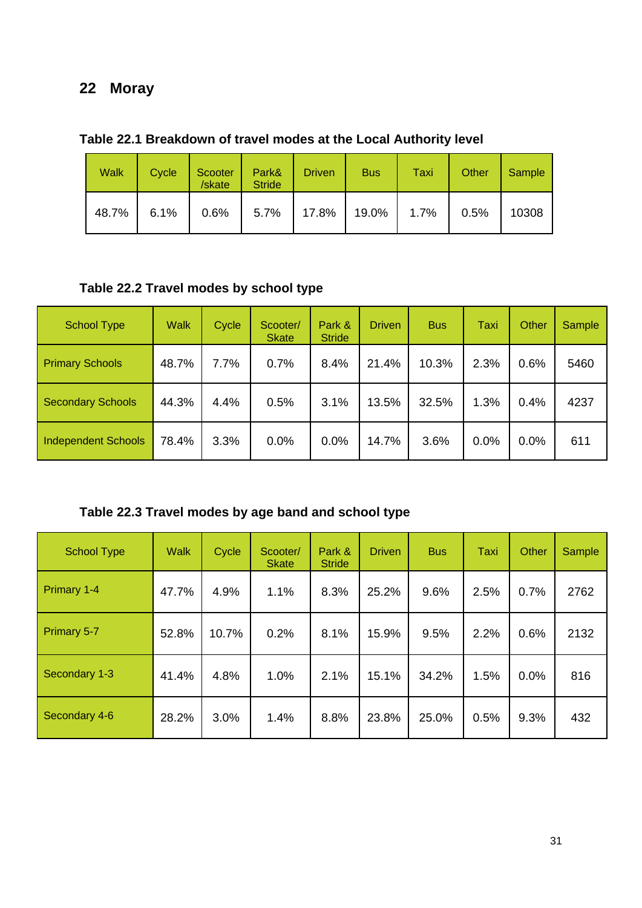## 22 Moray

**Table 22.1 Breakdown of travel modes at the Local Authority level**

| Walk | Cycle | Scooter /skate | Park& Stride | Driven | Bus | Taxi | Other | Sample |
|---|---|---|---|---|---|---|---|---|
| 48.7% | 6.1% | 0.6% | 5.7% | 17.8% | 19.0% | 1.7% | 0.5% | 10308 |

**Table 22.2 Travel modes by school type**

| School Type | Walk | Cycle | Scooter/ Skate | Park & Stride | Driven | Bus | Taxi | Other | Sample |
|---|---|---|---|---|---|---|---|---|---|
| Primary Schools | 48.7% | 7.7% | 0.7% | 8.4% | 21.4% | 10.3% | 2.3% | 0.6% | 5460 |
| Secondary Schools | 44.3% | 4.4% | 0.5% | 3.1% | 13.5% | 32.5% | 1.3% | 0.4% | 4237 |
| Independent Schools | 78.4% | 3.3% | 0.0% | 0.0% | 14.7% | 3.6% | 0.0% | 0.0% | 611 |

**Table 22.3 Travel modes by age band and school type**

| School Type | Walk | Cycle | Scooter/ Skate | Park & Stride | Driven | Bus | Taxi | Other | Sample |
|---|---|---|---|---|---|---|---|---|---|
| Primary 1-4 | 47.7% | 4.9% | 1.1% | 8.3% | 25.2% | 9.6% | 2.5% | 0.7% | 2762 |
| Primary 5-7 | 52.8% | 10.7% | 0.2% | 8.1% | 15.9% | 9.5% | 2.2% | 0.6% | 2132 |
| Secondary 1-3 | 41.4% | 4.8% | 1.0% | 2.1% | 15.1% | 34.2% | 1.5% | 0.0% | 816 |
| Secondary 4-6 | 28.2% | 3.0% | 1.4% | 8.8% | 23.8% | 25.0% | 0.5% | 9.3% | 432 |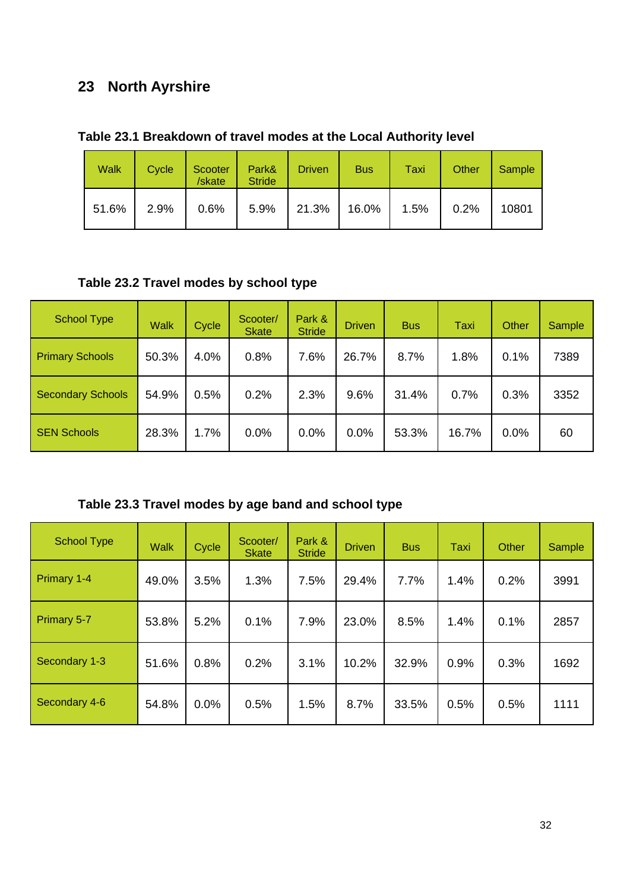## 23 North Ayrshire

**Table 23.1 Breakdown of travel modes at the Local Authority level**

| Walk | Cycle | Scooter /skate | Park& Stride | Driven | Bus | Taxi | Other | Sample |
|---|---|---|---|---|---|---|---|---|
| 51.6% | 2.9% | 0.6% | 5.9% | 21.3% | 16.0% | 1.5% | 0.2% | 10801 |

**Table 23.2 Travel modes by school type**

| School Type | Walk | Cycle | Scooter/ Skate | Park & Stride | Driven | Bus | Taxi | Other | Sample |
|---|---|---|---|---|---|---|---|---|---|
| Primary Schools | 50.3% | 4.0% | 0.8% | 7.6% | 26.7% | 8.7% | 1.8% | 0.1% | 7389 |
| Secondary Schools | 54.9% | 0.5% | 0.2% | 2.3% | 9.6% | 31.4% | 0.7% | 0.3% | 3352 |
| SEN Schools | 28.3% | 1.7% | 0.0% | 0.0% | 0.0% | 53.3% | 16.7% | 0.0% | 60 |

**Table 23.3 Travel modes by age band and school type**

| School Type | Walk | Cycle | Scooter/ Skate | Park & Stride | Driven | Bus | Taxi | Other | Sample |
|---|---|---|---|---|---|---|---|---|---|
| Primary 1-4 | 49.0% | 3.5% | 1.3% | 7.5% | 29.4% | 7.7% | 1.4% | 0.2% | 3991 |
| Primary 5-7 | 53.8% | 5.2% | 0.1% | 7.9% | 23.0% | 8.5% | 1.4% | 0.1% | 2857 |
| Secondary 1-3 | 51.6% | 0.8% | 0.2% | 3.1% | 10.2% | 32.9% | 0.9% | 0.3% | 1692 |
| Secondary 4-6 | 54.8% | 0.0% | 0.5% | 1.5% | 8.7% | 33.5% | 0.5% | 0.5% | 1111 |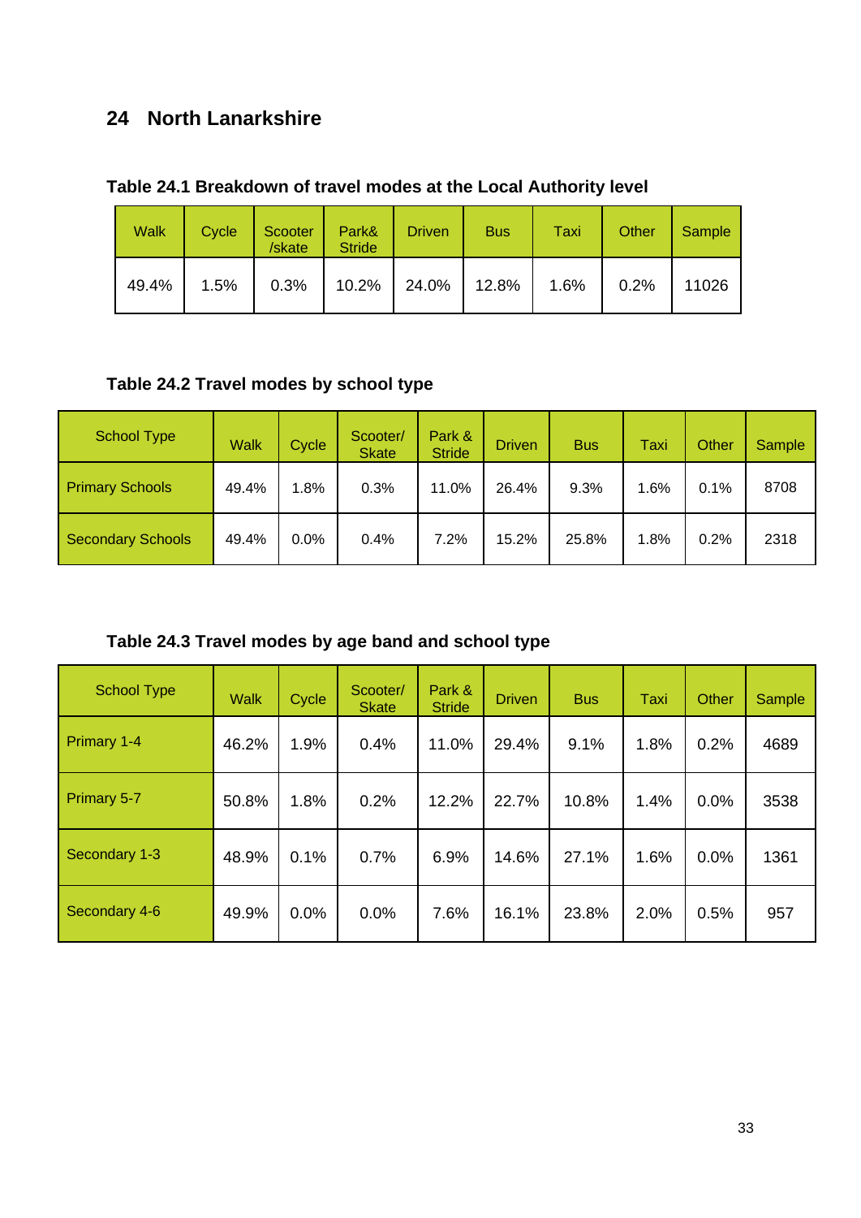## 24 North Lanarkshire

### Table 24.1 Breakdown of travel modes at the Local Authority level

| Walk | Cycle | Scooter /skate | Park& Stride | Driven | Bus | Taxi | Other | Sample |
|---|---|---|---|---|---|---|---|---|
| 49.4% | 1.5% | 0.3% | 10.2% | 24.0% | 12.8% | 1.6% | 0.2% | 11026 |

### Table 24.2 Travel modes by school type

| School Type | Walk | Cycle | Scooter/ Skate | Park & Stride | Driven | Bus | Taxi | Other | Sample |
|---|---|---|---|---|---|---|---|---|---|
| Primary Schools | 49.4% | 1.8% | 0.3% | 11.0% | 26.4% | 9.3% | 1.6% | 0.1% | 8708 |
| Secondary Schools | 49.4% | 0.0% | 0.4% | 7.2% | 15.2% | 25.8% | 1.8% | 0.2% | 2318 |

### Table 24.3 Travel modes by age band and school type

| School Type | Walk | Cycle | Scooter/ Skate | Park & Stride | Driven | Bus | Taxi | Other | Sample |
|---|---|---|---|---|---|---|---|---|---|
| Primary 1-4 | 46.2% | 1.9% | 0.4% | 11.0% | 29.4% | 9.1% | 1.8% | 0.2% | 4689 |
| Primary 5-7 | 50.8% | 1.8% | 0.2% | 12.2% | 22.7% | 10.8% | 1.4% | 0.0% | 3538 |
| Secondary 1-3 | 48.9% | 0.1% | 0.7% | 6.9% | 14.6% | 27.1% | 1.6% | 0.0% | 1361 |
| Secondary 4-6 | 49.9% | 0.0% | 0.0% | 7.6% | 16.1% | 23.8% | 2.0% | 0.5% | 957 |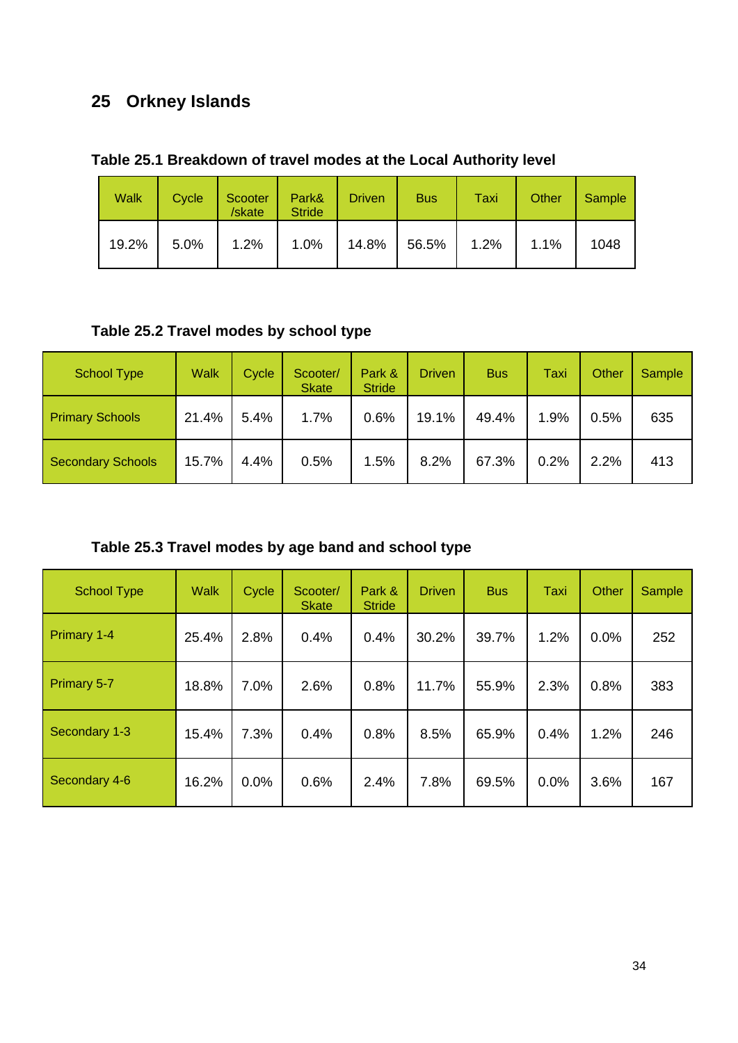## 25 Orkney Islands

**Table 25.1 Breakdown of travel modes at the Local Authority level**

| Walk | Cycle | Scooter /skate | Park& Stride | Driven | Bus | Taxi | Other | Sample |
|---|---|---|---|---|---|---|---|---|
| 19.2% | 5.0% | 1.2% | 1.0% | 14.8% | 56.5% | 1.2% | 1.1% | 1048 |

**Table 25.2 Travel modes by school type**

| School Type | Walk | Cycle | Scooter/ Skate | Park & Stride | Driven | Bus | Taxi | Other | Sample |
|---|---|---|---|---|---|---|---|---|---|
| Primary Schools | 21.4% | 5.4% | 1.7% | 0.6% | 19.1% | 49.4% | 1.9% | 0.5% | 635 |
| Secondary Schools | 15.7% | 4.4% | 0.5% | 1.5% | 8.2% | 67.3% | 0.2% | 2.2% | 413 |

**Table 25.3 Travel modes by age band and school type**

| School Type | Walk | Cycle | Scooter/ Skate | Park & Stride | Driven | Bus | Taxi | Other | Sample |
|---|---|---|---|---|---|---|---|---|---|
| Primary 1-4 | 25.4% | 2.8% | 0.4% | 0.4% | 30.2% | 39.7% | 1.2% | 0.0% | 252 |
| Primary 5-7 | 18.8% | 7.0% | 2.6% | 0.8% | 11.7% | 55.9% | 2.3% | 0.8% | 383 |
| Secondary 1-3 | 15.4% | 7.3% | 0.4% | 0.8% | 8.5% | 65.9% | 0.4% | 1.2% | 246 |
| Secondary 4-6 | 16.2% | 0.0% | 0.6% | 2.4% | 7.8% | 69.5% | 0.0% | 3.6% | 167 |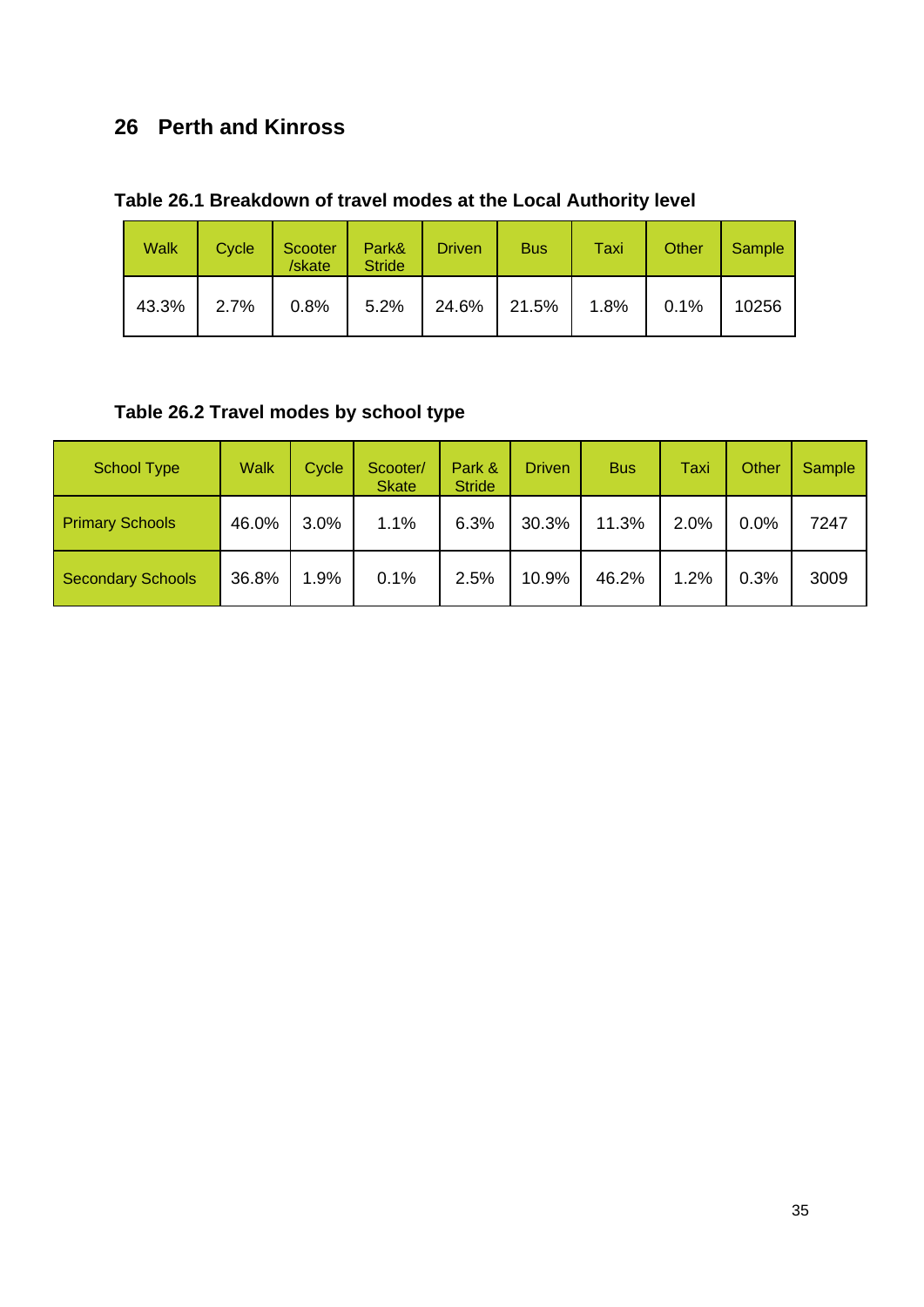## 26 Perth and Kinross

**Table 26.1 Breakdown of travel modes at the Local Authority level**

| Walk | Cycle | Scooter /skate | Park& Stride | Driven | Bus | Taxi | Other | Sample |
|---|---|---|---|---|---|---|---|---|
| 43.3% | 2.7% | 0.8% | 5.2% | 24.6% | 21.5% | 1.8% | 0.1% | 10256 |

**Table 26.2 Travel modes by school type**

| School Type | Walk | Cycle | Scooter/ Skate | Park & Stride | Driven | Bus | Taxi | Other | Sample |
|---|---|---|---|---|---|---|---|---|---|
| Primary Schools | 46.0% | 3.0% | 1.1% | 6.3% | 30.3% | 11.3% | 2.0% | 0.0% | 7247 |
| Secondary Schools | 36.8% | 1.9% | 0.1% | 2.5% | 10.9% | 46.2% | 1.2% | 0.3% | 3009 |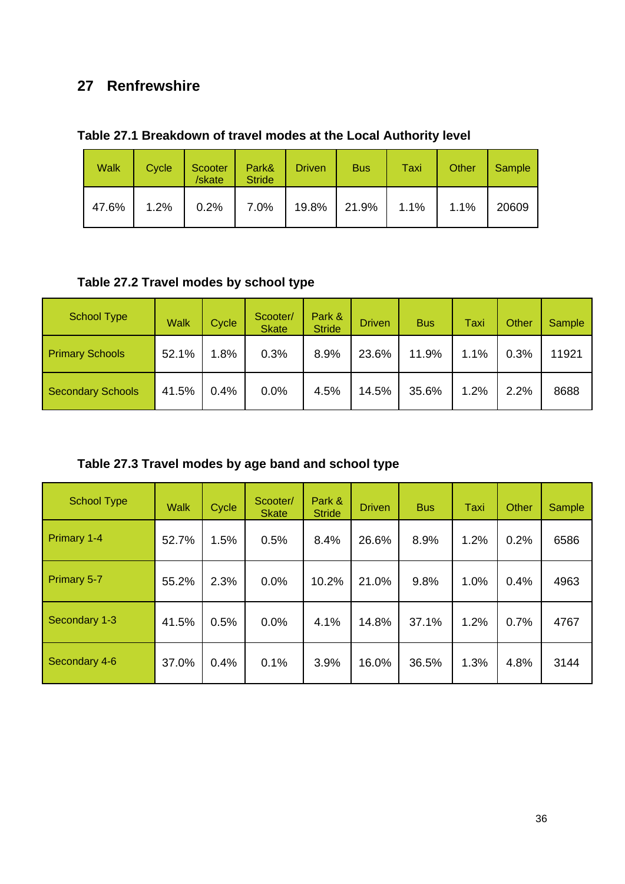## 27 Renfrewshire

**Table 27.1 Breakdown of travel modes at the Local Authority level**

| Walk | Cycle | Scooter /skate | Park& Stride | Driven | Bus | Taxi | Other | Sample |
|---|---|---|---|---|---|---|---|---|
| 47.6% | 1.2% | 0.2% | 7.0% | 19.8% | 21.9% | 1.1% | 1.1% | 20609 |

**Table 27.2 Travel modes by school type**

| School Type | Walk | Cycle | Scooter/ Skate | Park & Stride | Driven | Bus | Taxi | Other | Sample |
|---|---|---|---|---|---|---|---|---|---|
| Primary Schools | 52.1% | 1.8% | 0.3% | 8.9% | 23.6% | 11.9% | 1.1% | 0.3% | 11921 |
| Secondary Schools | 41.5% | 0.4% | 0.0% | 4.5% | 14.5% | 35.6% | 1.2% | 2.2% | 8688 |

**Table 27.3 Travel modes by age band and school type**

| School Type | Walk | Cycle | Scooter/ Skate | Park & Stride | Driven | Bus | Taxi | Other | Sample |
|---|---|---|---|---|---|---|---|---|---|
| Primary 1-4 | 52.7% | 1.5% | 0.5% | 8.4% | 26.6% | 8.9% | 1.2% | 0.2% | 6586 |
| Primary 5-7 | 55.2% | 2.3% | 0.0% | 10.2% | 21.0% | 9.8% | 1.0% | 0.4% | 4963 |
| Secondary 1-3 | 41.5% | 0.5% | 0.0% | 4.1% | 14.8% | 37.1% | 1.2% | 0.7% | 4767 |
| Secondary 4-6 | 37.0% | 0.4% | 0.1% | 3.9% | 16.0% | 36.5% | 1.3% | 4.8% | 3144 |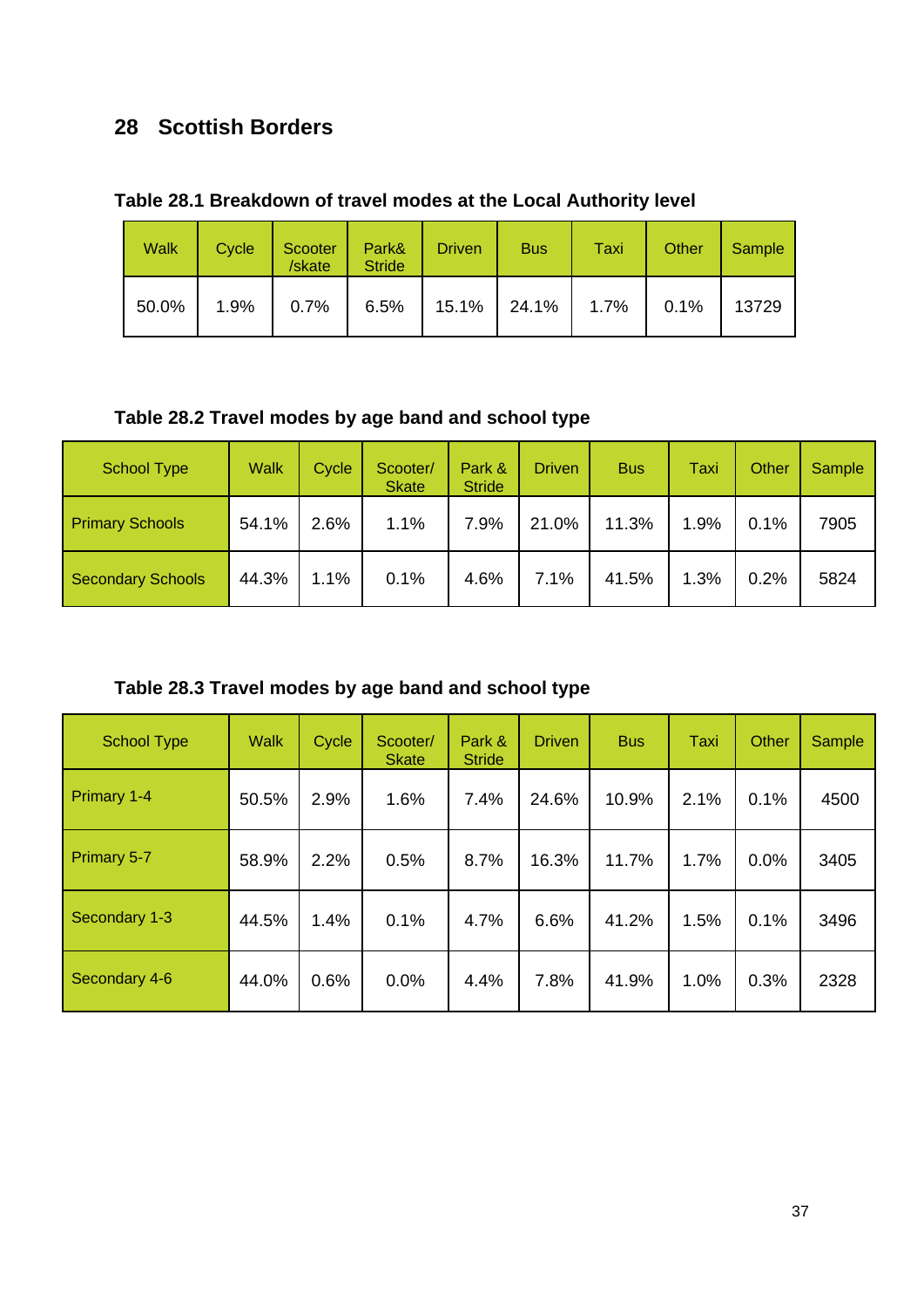## 28 Scottish Borders

**Table 28.1 Breakdown of travel modes at the Local Authority level**

| Walk | Cycle | Scooter /skate | Park& Stride | Driven | Bus | Taxi | Other | Sample |
|---|---|---|---|---|---|---|---|---|
| 50.0% | 1.9% | 0.7% | 6.5% | 15.1% | 24.1% | 1.7% | 0.1% | 13729 |

**Table 28.2 Travel modes by age band and school type**

| School Type | Walk | Cycle | Scooter/ Skate | Park & Stride | Driven | Bus | Taxi | Other | Sample |
|---|---|---|---|---|---|---|---|---|---|
| Primary Schools | 54.1% | 2.6% | 1.1% | 7.9% | 21.0% | 11.3% | 1.9% | 0.1% | 7905 |
| Secondary Schools | 44.3% | 1.1% | 0.1% | 4.6% | 7.1% | 41.5% | 1.3% | 0.2% | 5824 |

**Table 28.3 Travel modes by age band and school type**

| School Type | Walk | Cycle | Scooter/ Skate | Park & Stride | Driven | Bus | Taxi | Other | Sample |
|---|---|---|---|---|---|---|---|---|---|
| Primary 1-4 | 50.5% | 2.9% | 1.6% | 7.4% | 24.6% | 10.9% | 2.1% | 0.1% | 4500 |
| Primary 5-7 | 58.9% | 2.2% | 0.5% | 8.7% | 16.3% | 11.7% | 1.7% | 0.0% | 3405 |
| Secondary 1-3 | 44.5% | 1.4% | 0.1% | 4.7% | 6.6% | 41.2% | 1.5% | 0.1% | 3496 |
| Secondary 4-6 | 44.0% | 0.6% | 0.0% | 4.4% | 7.8% | 41.9% | 1.0% | 0.3% | 2328 |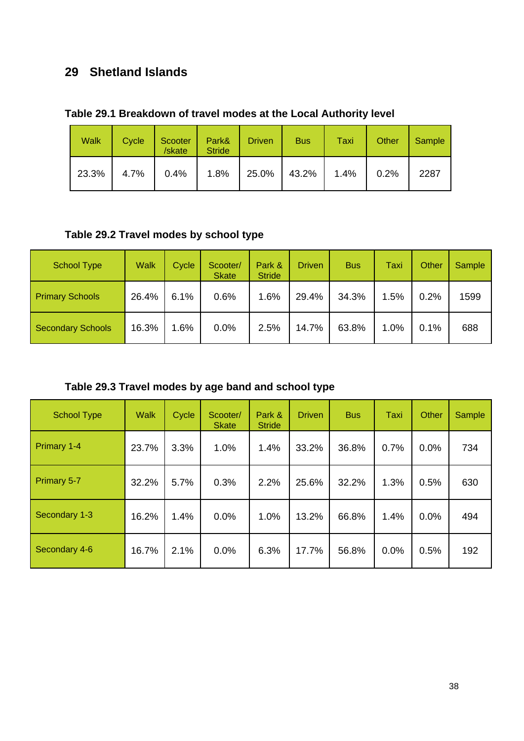## 29 Shetland Islands

**Table 29.1 Breakdown of travel modes at the Local Authority level**

| Walk | Cycle | Scooter /skate | Park& Stride | Driven | Bus | Taxi | Other | Sample |
|---|---|---|---|---|---|---|---|---|
| 23.3% | 4.7% | 0.4% | 1.8% | 25.0% | 43.2% | 1.4% | 0.2% | 2287 |

**Table 29.2 Travel modes by school type**

| School Type | Walk | Cycle | Scooter/ Skate | Park & Stride | Driven | Bus | Taxi | Other | Sample |
|---|---|---|---|---|---|---|---|---|---|
| Primary Schools | 26.4% | 6.1% | 0.6% | 1.6% | 29.4% | 34.3% | 1.5% | 0.2% | 1599 |
| Secondary Schools | 16.3% | 1.6% | 0.0% | 2.5% | 14.7% | 63.8% | 1.0% | 0.1% | 688 |

**Table 29.3 Travel modes by age band and school type**

| School Type | Walk | Cycle | Scooter/ Skate | Park & Stride | Driven | Bus | Taxi | Other | Sample |
|---|---|---|---|---|---|---|---|---|---|
| Primary 1-4 | 23.7% | 3.3% | 1.0% | 1.4% | 33.2% | 36.8% | 0.7% | 0.0% | 734 |
| Primary 5-7 | 32.2% | 5.7% | 0.3% | 2.2% | 25.6% | 32.2% | 1.3% | 0.5% | 630 |
| Secondary 1-3 | 16.2% | 1.4% | 0.0% | 1.0% | 13.2% | 66.8% | 1.4% | 0.0% | 494 |
| Secondary 4-6 | 16.7% | 2.1% | 0.0% | 6.3% | 17.7% | 56.8% | 0.0% | 0.5% | 192 |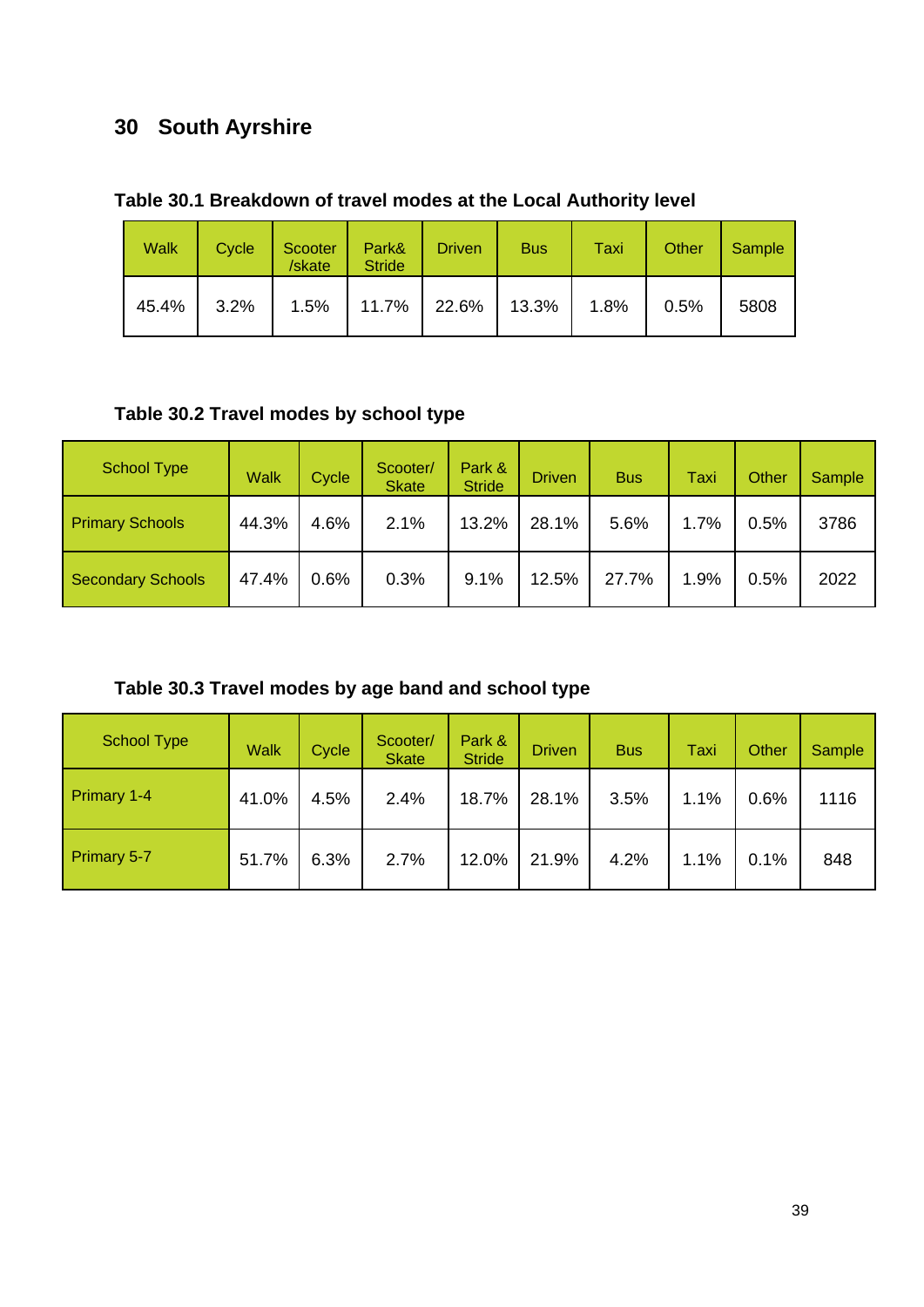# 30 South Ayrshire

**Table 30.1 Breakdown of travel modes at the Local Authority level**

| Walk | Cycle | Scooter /skate | Park& Stride | Driven | Bus | Taxi | Other | Sample |
|---|---|---|---|---|---|---|---|---|
| 45.4% | 3.2% | 1.5% | 11.7% | 22.6% | 13.3% | 1.8% | 0.5% | 5808 |

**Table 30.2 Travel modes by school type**

| School Type | Walk | Cycle | Scooter/ Skate | Park & Stride | Driven | Bus | Taxi | Other | Sample |
|---|---|---|---|---|---|---|---|---|---|
| Primary Schools | 44.3% | 4.6% | 2.1% | 13.2% | 28.1% | 5.6% | 1.7% | 0.5% | 3786 |
| Secondary Schools | 47.4% | 0.6% | 0.3% | 9.1% | 12.5% | 27.7% | 1.9% | 0.5% | 2022 |

**Table 30.3 Travel modes by age band and school type**

| School Type | Walk | Cycle | Scooter/ Skate | Park & Stride | Driven | Bus | Taxi | Other | Sample |
|---|---|---|---|---|---|---|---|---|---|
| Primary 1-4 | 41.0% | 4.5% | 2.4% | 18.7% | 28.1% | 3.5% | 1.1% | 0.6% | 1116 |
| Primary 5-7 | 51.7% | 6.3% | 2.7% | 12.0% | 21.9% | 4.2% | 1.1% | 0.1% | 848 |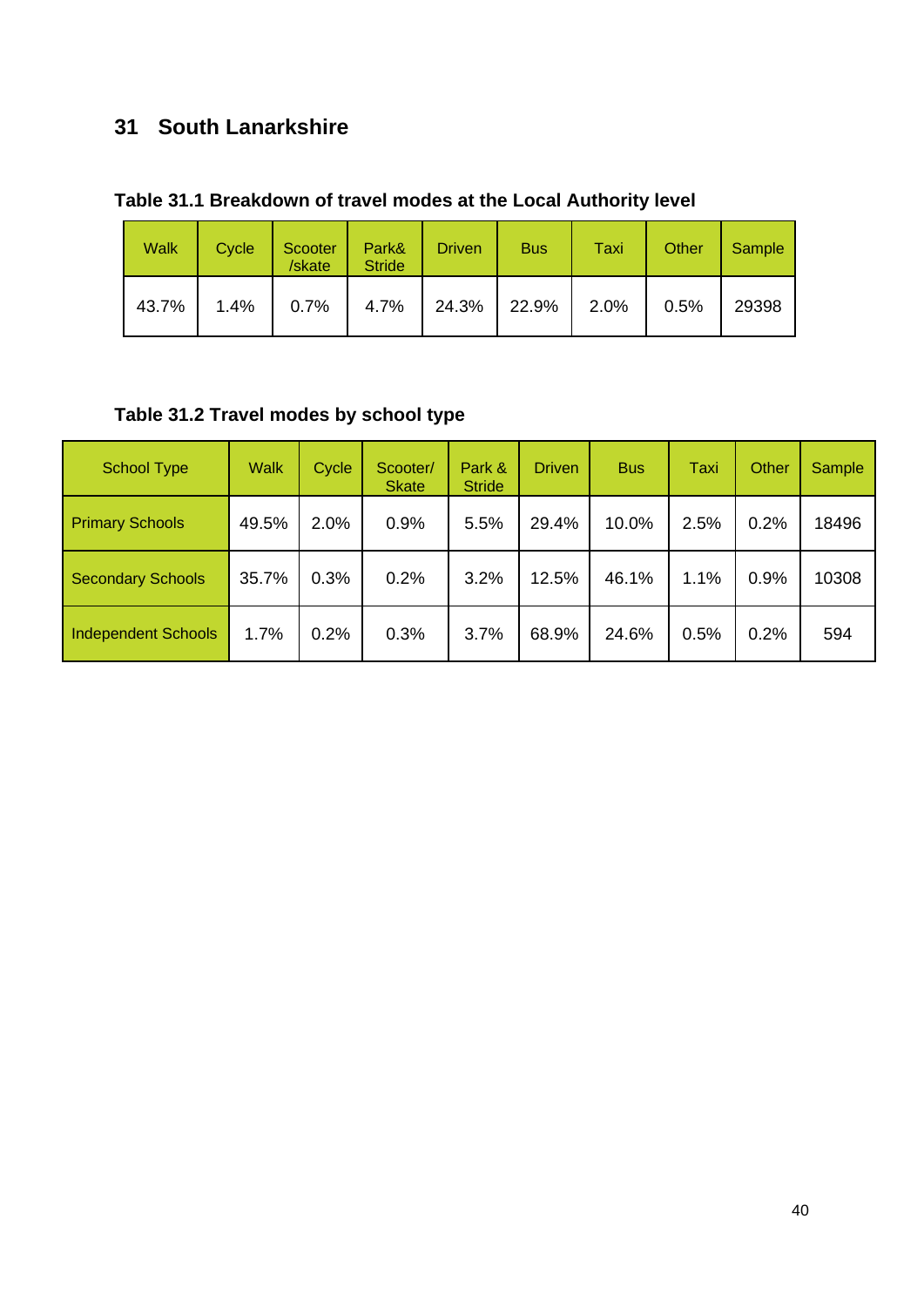## 31 South Lanarkshire

**Table 31.1 Breakdown of travel modes at the Local Authority level**

| Walk | Cycle | Scooter /skate | Park& Stride | Driven | Bus | Taxi | Other | Sample |
|---|---|---|---|---|---|---|---|---|
| 43.7% | 1.4% | 0.7% | 4.7% | 24.3% | 22.9% | 2.0% | 0.5% | 29398 |

**Table 31.2 Travel modes by school type**

| School Type | Walk | Cycle | Scooter/ Skate | Park & Stride | Driven | Bus | Taxi | Other | Sample |
|---|---|---|---|---|---|---|---|---|---|
| Primary Schools | 49.5% | 2.0% | 0.9% | 5.5% | 29.4% | 10.0% | 2.5% | 0.2% | 18496 |
| Secondary Schools | 35.7% | 0.3% | 0.2% | 3.2% | 12.5% | 46.1% | 1.1% | 0.9% | 10308 |
| Independent Schools | 1.7% | 0.2% | 0.3% | 3.7% | 68.9% | 24.6% | 0.5% | 0.2% | 594 |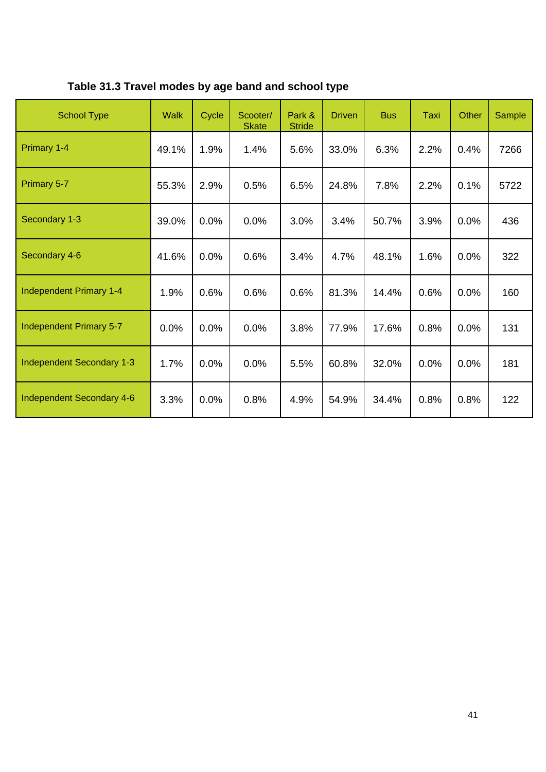**Table 31.3 Travel modes by age band and school type**

| School Type | Walk | Cycle | Scooter/ Skate | Park & Stride | Driven | Bus | Taxi | Other | Sample |
|---|---|---|---|---|---|---|---|---|---|
| Primary 1-4 | 49.1% | 1.9% | 1.4% | 5.6% | 33.0% | 6.3% | 2.2% | 0.4% | 7266 |
| Primary 5-7 | 55.3% | 2.9% | 0.5% | 6.5% | 24.8% | 7.8% | 2.2% | 0.1% | 5722 |
| Secondary 1-3 | 39.0% | 0.0% | 0.0% | 3.0% | 3.4% | 50.7% | 3.9% | 0.0% | 436 |
| Secondary 4-6 | 41.6% | 0.0% | 0.6% | 3.4% | 4.7% | 48.1% | 1.6% | 0.0% | 322 |
| Independent Primary 1-4 | 1.9% | 0.6% | 0.6% | 0.6% | 81.3% | 14.4% | 0.6% | 0.0% | 160 |
| Independent Primary 5-7 | 0.0% | 0.0% | 0.0% | 3.8% | 77.9% | 17.6% | 0.8% | 0.0% | 131 |
| Independent Secondary 1-3 | 1.7% | 0.0% | 0.0% | 5.5% | 60.8% | 32.0% | 0.0% | 0.0% | 181 |
| Independent Secondary 4-6 | 3.3% | 0.0% | 0.8% | 4.9% | 54.9% | 34.4% | 0.8% | 0.8% | 122 |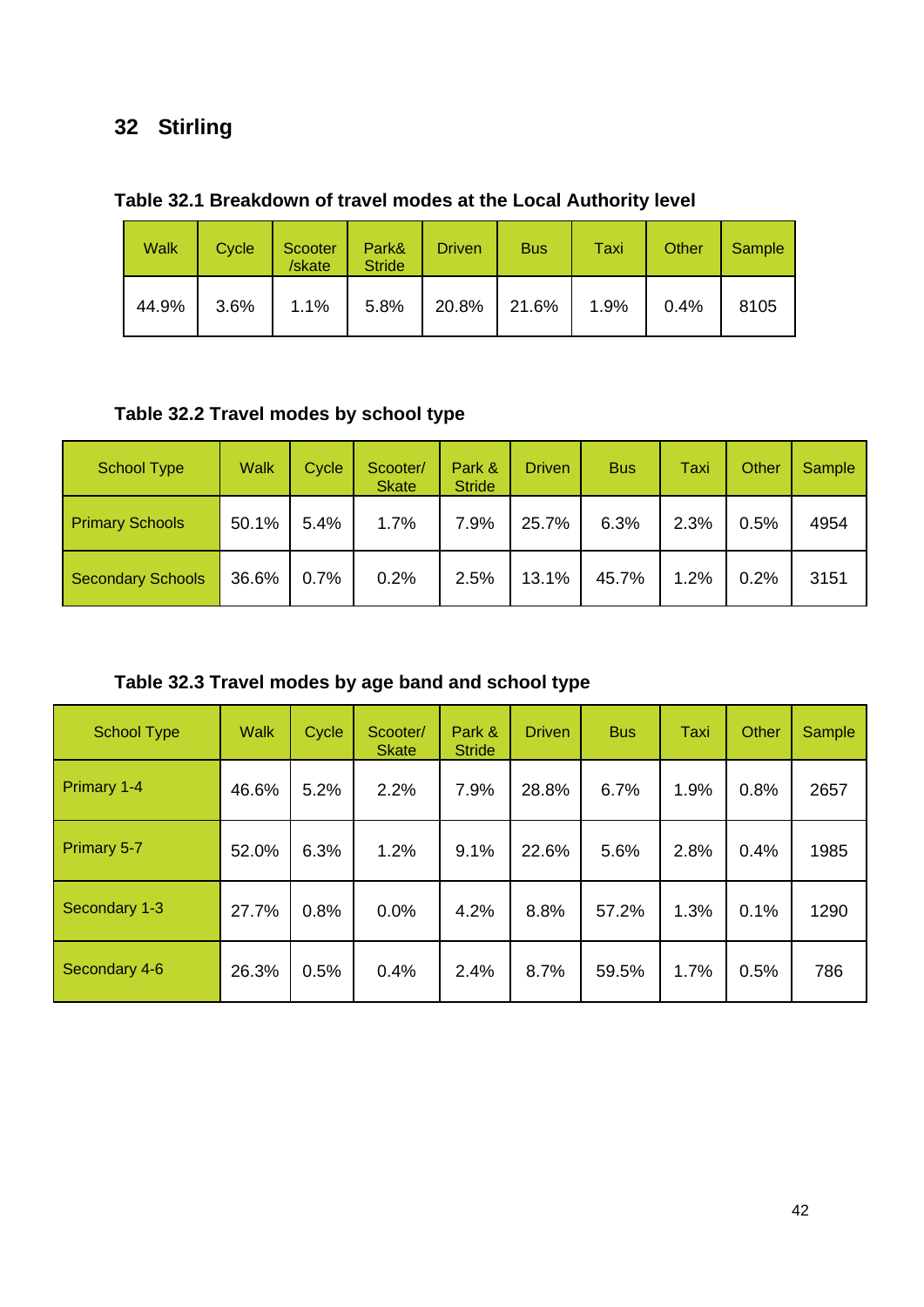## 32 Stirling

**Table 32.1 Breakdown of travel modes at the Local Authority level**

| Walk | Cycle | Scooter /skate | Park& Stride | Driven | Bus | Taxi | Other | Sample |
|---|---|---|---|---|---|---|---|---|
| 44.9% | 3.6% | 1.1% | 5.8% | 20.8% | 21.6% | 1.9% | 0.4% | 8105 |

**Table 32.2 Travel modes by school type**

| School Type | Walk | Cycle | Scooter/ Skate | Park & Stride | Driven | Bus | Taxi | Other | Sample |
|---|---|---|---|---|---|---|---|---|---|
| Primary Schools | 50.1% | 5.4% | 1.7% | 7.9% | 25.7% | 6.3% | 2.3% | 0.5% | 4954 |
| Secondary Schools | 36.6% | 0.7% | 0.2% | 2.5% | 13.1% | 45.7% | 1.2% | 0.2% | 3151 |

**Table 32.3 Travel modes by age band and school type**

| School Type | Walk | Cycle | Scooter/ Skate | Park & Stride | Driven | Bus | Taxi | Other | Sample |
|---|---|---|---|---|---|---|---|---|---|
| Primary 1-4 | 46.6% | 5.2% | 2.2% | 7.9% | 28.8% | 6.7% | 1.9% | 0.8% | 2657 |
| Primary 5-7 | 52.0% | 6.3% | 1.2% | 9.1% | 22.6% | 5.6% | 2.8% | 0.4% | 1985 |
| Secondary 1-3 | 27.7% | 0.8% | 0.0% | 4.2% | 8.8% | 57.2% | 1.3% | 0.1% | 1290 |
| Secondary 4-6 | 26.3% | 0.5% | 0.4% | 2.4% | 8.7% | 59.5% | 1.7% | 0.5% | 786 |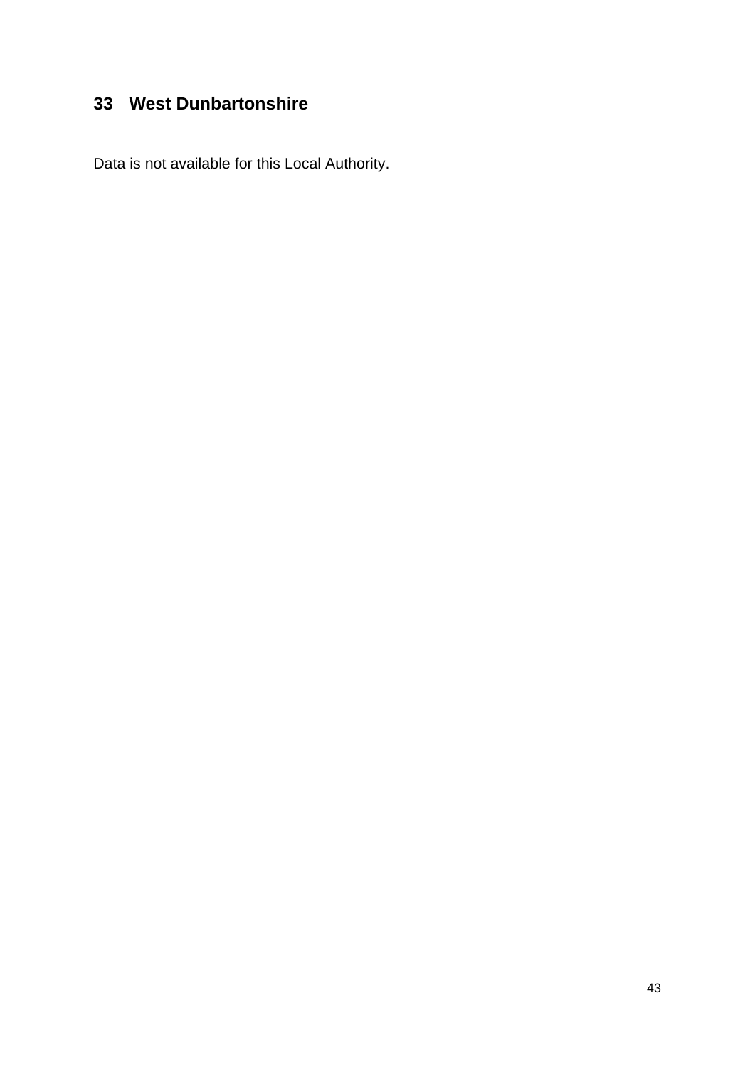## 33 West Dunbartonshire

Data is not available for this Local Authority.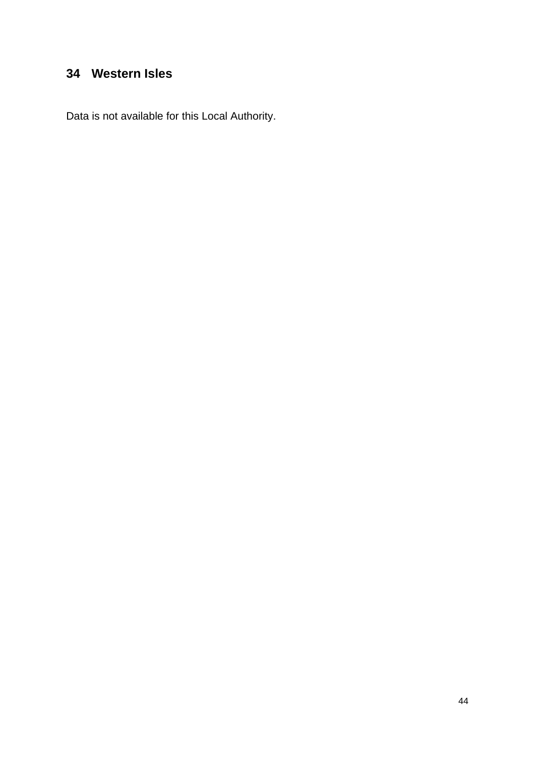## 34 Western Isles

Data is not available for this Local Authority.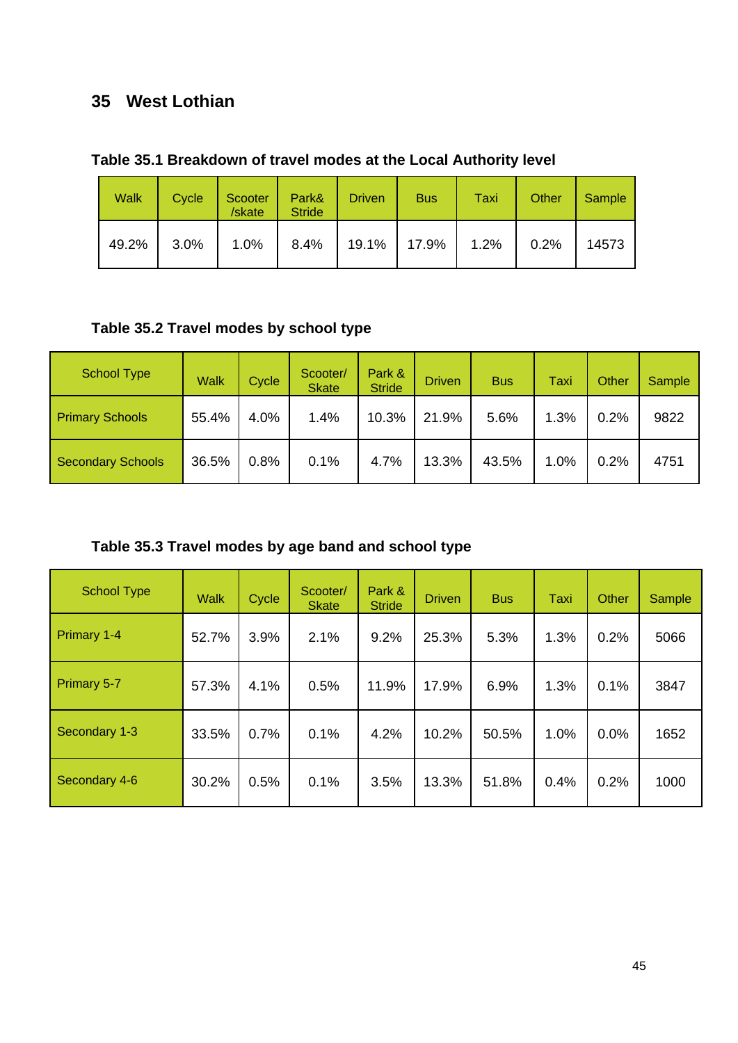## 35 West Lothian

**Table 35.1 Breakdown of travel modes at the Local Authority level**

| Walk | Cycle | Scooter /skate | Park& Stride | Driven | Bus | Taxi | Other | Sample |
|---|---|---|---|---|---|---|---|---|
| 49.2% | 3.0% | 1.0% | 8.4% | 19.1% | 17.9% | 1.2% | 0.2% | 14573 |

**Table 35.2 Travel modes by school type**

| School Type | Walk | Cycle | Scooter/ Skate | Park & Stride | Driven | Bus | Taxi | Other | Sample |
|---|---|---|---|---|---|---|---|---|---|
| Primary Schools | 55.4% | 4.0% | 1.4% | 10.3% | 21.9% | 5.6% | 1.3% | 0.2% | 9822 |
| Secondary Schools | 36.5% | 0.8% | 0.1% | 4.7% | 13.3% | 43.5% | 1.0% | 0.2% | 4751 |

**Table 35.3 Travel modes by age band and school type**

| School Type | Walk | Cycle | Scooter/ Skate | Park & Stride | Driven | Bus | Taxi | Other | Sample |
|---|---|---|---|---|---|---|---|---|---|
| Primary 1-4 | 52.7% | 3.9% | 2.1% | 9.2% | 25.3% | 5.3% | 1.3% | 0.2% | 5066 |
| Primary 5-7 | 57.3% | 4.1% | 0.5% | 11.9% | 17.9% | 6.9% | 1.3% | 0.1% | 3847 |
| Secondary 1-3 | 33.5% | 0.7% | 0.1% | 4.2% | 10.2% | 50.5% | 1.0% | 0.0% | 1652 |
| Secondary 4-6 | 30.2% | 0.5% | 0.1% | 3.5% | 13.3% | 51.8% | 0.4% | 0.2% | 1000 |